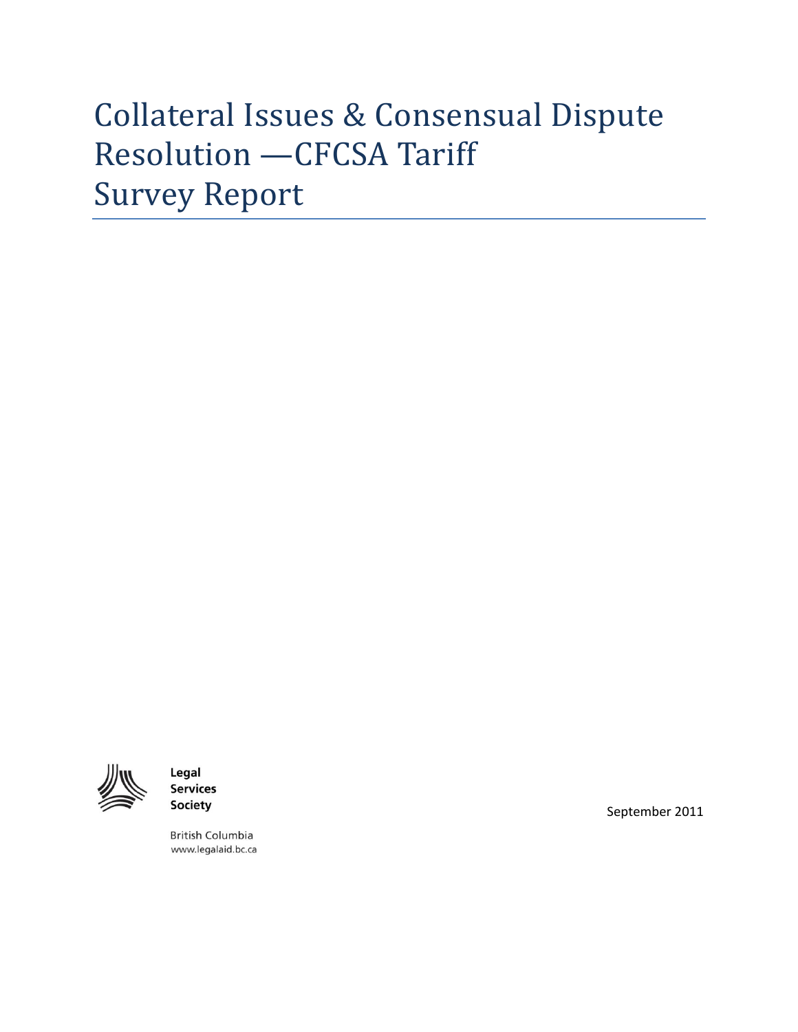# Collateral Issues & Consensual Dispute Resolution —CFCSA Tariff Survey Report

Legal Services Society

British Columbia
www.legalaid.bc.ca

September 2011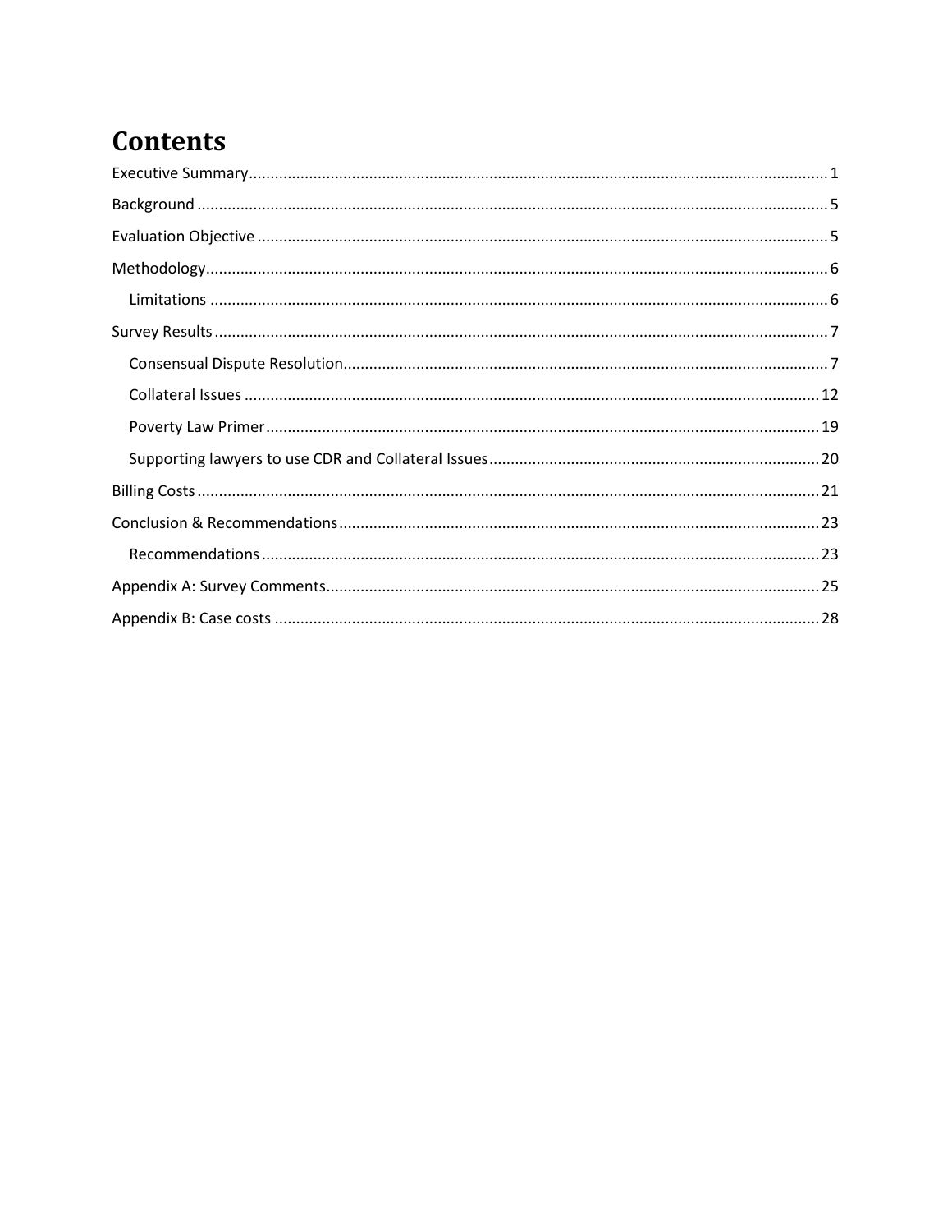# Contents

- Executive Summary ........ 1
- Background ........ 5
- Evaluation Objective ........ 5
- Methodology ........ 6
  - Limitations ........ 6
- Survey Results ........ 7
  - Consensual Dispute Resolution ........ 7
  - Collateral Issues ........ 12
  - Poverty Law Primer ........ 19
  - Supporting lawyers to use CDR and Collateral Issues ........ 20
- Billing Costs ........ 21
- Conclusion & Recommendations ........ 23
  - Recommendations ........ 23
- Appendix A: Survey Comments ........ 25
- Appendix B: Case costs ........ 28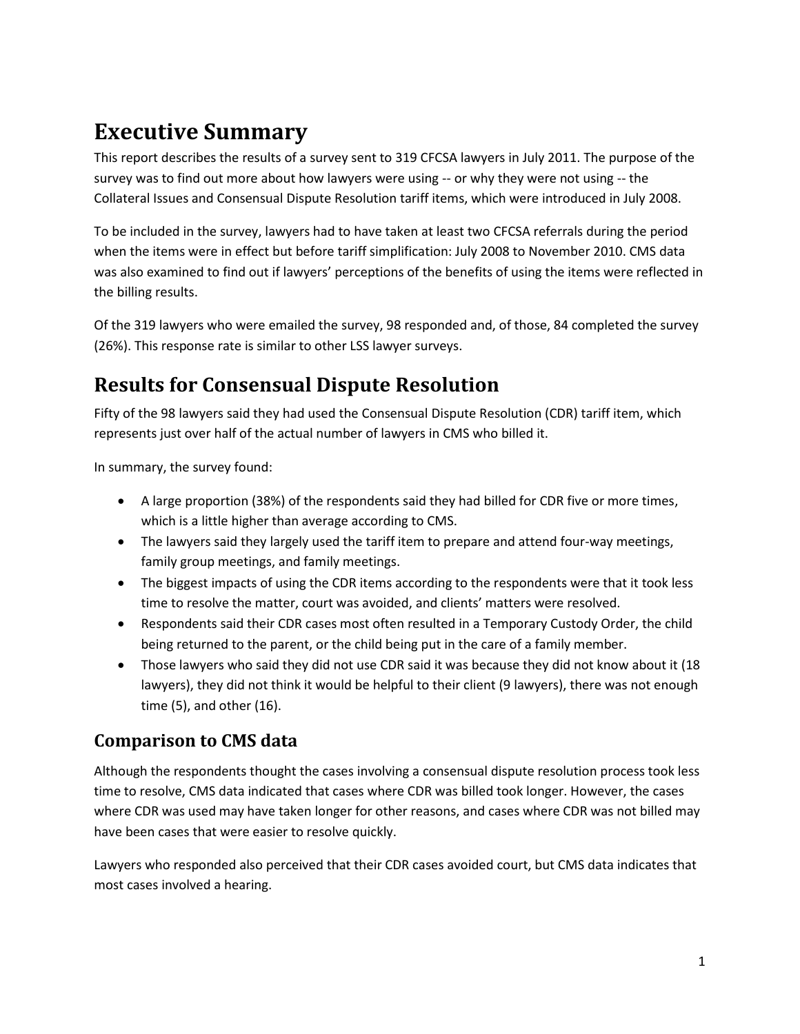# Executive Summary

This report describes the results of a survey sent to 319 CFCSA lawyers in July 2011. The purpose of the survey was to find out more about how lawyers were using -- or why they were not using -- the Collateral Issues and Consensual Dispute Resolution tariff items, which were introduced in July 2008.

To be included in the survey, lawyers had to have taken at least two CFCSA referrals during the period when the items were in effect but before tariff simplification: July 2008 to November 2010. CMS data was also examined to find out if lawyers' perceptions of the benefits of using the items were reflected in the billing results.

Of the 319 lawyers who were emailed the survey, 98 responded and, of those, 84 completed the survey (26%). This response rate is similar to other LSS lawyer surveys.

# Results for Consensual Dispute Resolution

Fifty of the 98 lawyers said they had used the Consensual Dispute Resolution (CDR) tariff item, which represents just over half of the actual number of lawyers in CMS who billed it.

In summary, the survey found:

- A large proportion (38%) of the respondents said they had billed for CDR five or more times, which is a little higher than average according to CMS.
- The lawyers said they largely used the tariff item to prepare and attend four-way meetings, family group meetings, and family meetings.
- The biggest impacts of using the CDR items according to the respondents were that it took less time to resolve the matter, court was avoided, and clients' matters were resolved.
- Respondents said their CDR cases most often resulted in a Temporary Custody Order, the child being returned to the parent, or the child being put in the care of a family member.
- Those lawyers who said they did not use CDR said it was because they did not know about it (18 lawyers), they did not think it would be helpful to their client (9 lawyers), there was not enough time (5), and other (16).

## Comparison to CMS data

Although the respondents thought the cases involving a consensual dispute resolution process took less time to resolve, CMS data indicated that cases where CDR was billed took longer. However, the cases where CDR was used may have taken longer for other reasons, and cases where CDR was not billed may have been cases that were easier to resolve quickly.

Lawyers who responded also perceived that their CDR cases avoided court, but CMS data indicates that most cases involved a hearing.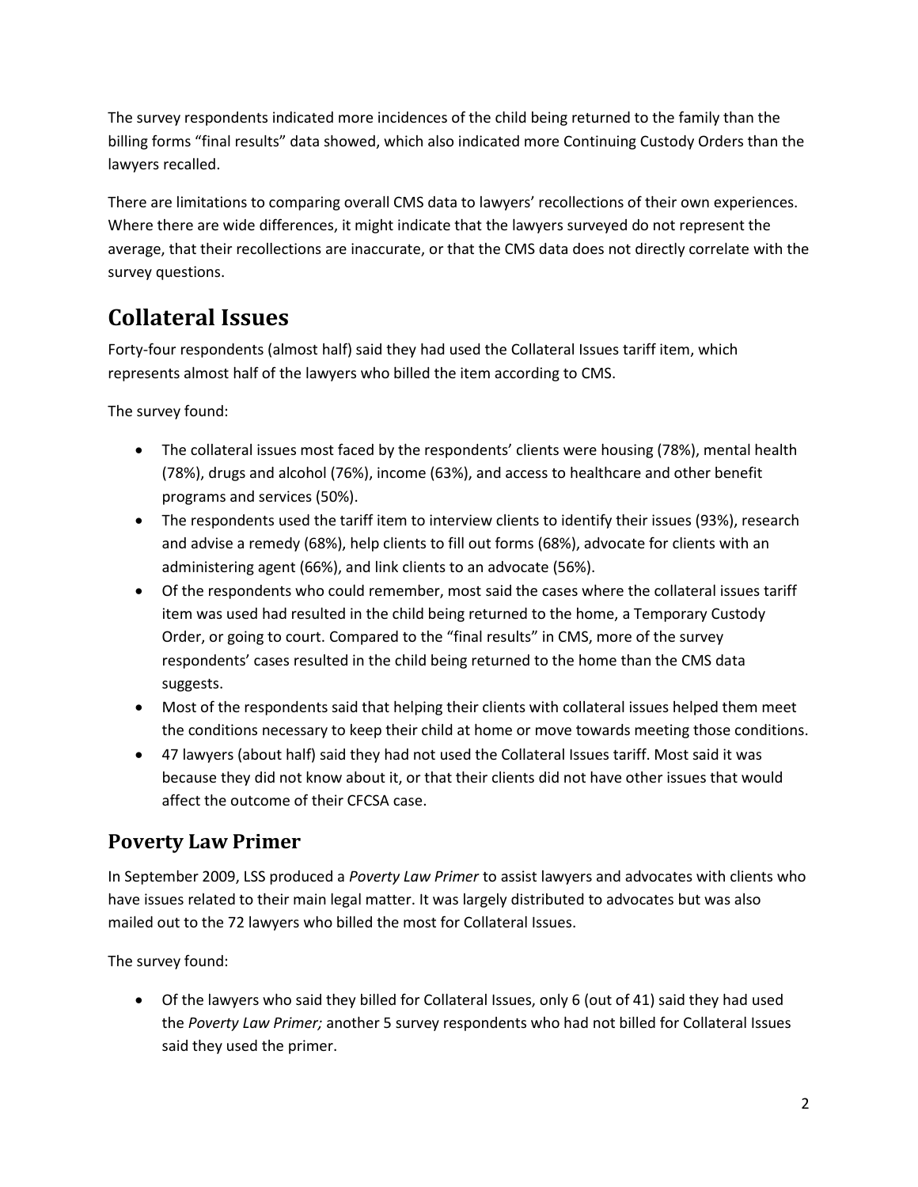The survey respondents indicated more incidences of the child being returned to the family than the billing forms "final results" data showed, which also indicated more Continuing Custody Orders than the lawyers recalled.

There are limitations to comparing overall CMS data to lawyers' recollections of their own experiences. Where there are wide differences, it might indicate that the lawyers surveyed do not represent the average, that their recollections are inaccurate, or that the CMS data does not directly correlate with the survey questions.

# Collateral Issues

Forty-four respondents (almost half) said they had used the Collateral Issues tariff item, which represents almost half of the lawyers who billed the item according to CMS.

The survey found:

- The collateral issues most faced by the respondents' clients were housing (78%), mental health (78%), drugs and alcohol (76%), income (63%), and access to healthcare and other benefit programs and services (50%).
- The respondents used the tariff item to interview clients to identify their issues (93%), research and advise a remedy (68%), help clients to fill out forms (68%), advocate for clients with an administering agent (66%), and link clients to an advocate (56%).
- Of the respondents who could remember, most said the cases where the collateral issues tariff item was used had resulted in the child being returned to the home, a Temporary Custody Order, or going to court. Compared to the "final results" in CMS, more of the survey respondents' cases resulted in the child being returned to the home than the CMS data suggests.
- Most of the respondents said that helping their clients with collateral issues helped them meet the conditions necessary to keep their child at home or move towards meeting those conditions.
- 47 lawyers (about half) said they had not used the Collateral Issues tariff. Most said it was because they did not know about it, or that their clients did not have other issues that would affect the outcome of their CFCSA case.

## Poverty Law Primer

In September 2009, LSS produced a *Poverty Law Primer* to assist lawyers and advocates with clients who have issues related to their main legal matter. It was largely distributed to advocates but was also mailed out to the 72 lawyers who billed the most for Collateral Issues.

The survey found:

- Of the lawyers who said they billed for Collateral Issues, only 6 (out of 41) said they had used the *Poverty Law Primer;* another 5 survey respondents who had not billed for Collateral Issues said they used the primer.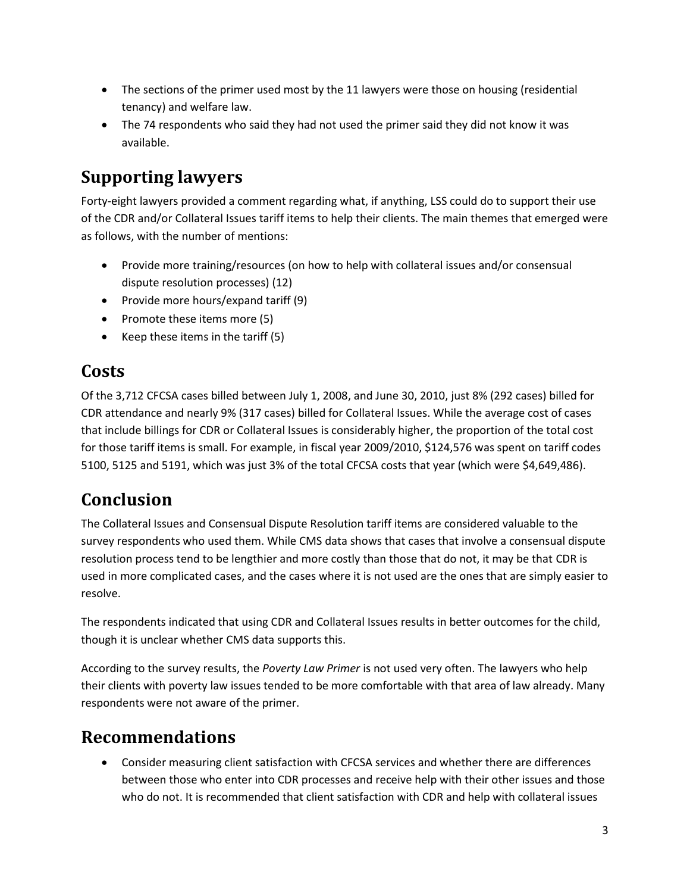- The sections of the primer used most by the 11 lawyers were those on housing (residential tenancy) and welfare law.
- The 74 respondents who said they had not used the primer said they did not know it was available.

## Supporting lawyers

Forty-eight lawyers provided a comment regarding what, if anything, LSS could do to support their use of the CDR and/or Collateral Issues tariff items to help their clients. The main themes that emerged were as follows, with the number of mentions:

- Provide more training/resources (on how to help with collateral issues and/or consensual dispute resolution processes) (12)
- Provide more hours/expand tariff (9)
- Promote these items more (5)
- Keep these items in the tariff (5)

## Costs

Of the 3,712 CFCSA cases billed between July 1, 2008, and June 30, 2010, just 8% (292 cases) billed for CDR attendance and nearly 9% (317 cases) billed for Collateral Issues. While the average cost of cases that include billings for CDR or Collateral Issues is considerably higher, the proportion of the total cost for those tariff items is small. For example, in fiscal year 2009/2010, $124,576 was spent on tariff codes 5100, 5125 and 5191, which was just 3% of the total CFCSA costs that year (which were $4,649,486).

## Conclusion

The Collateral Issues and Consensual Dispute Resolution tariff items are considered valuable to the survey respondents who used them. While CMS data shows that cases that involve a consensual dispute resolution process tend to be lengthier and more costly than those that do not, it may be that CDR is used in more complicated cases, and the cases where it is not used are the ones that are simply easier to resolve.

The respondents indicated that using CDR and Collateral Issues results in better outcomes for the child, though it is unclear whether CMS data supports this.

According to the survey results, the *Poverty Law Primer* is not used very often. The lawyers who help their clients with poverty law issues tended to be more comfortable with that area of law already. Many respondents were not aware of the primer.

## Recommendations

- Consider measuring client satisfaction with CFCSA services and whether there are differences between those who enter into CDR processes and receive help with their other issues and those who do not. It is recommended that client satisfaction with CDR and help with collateral issues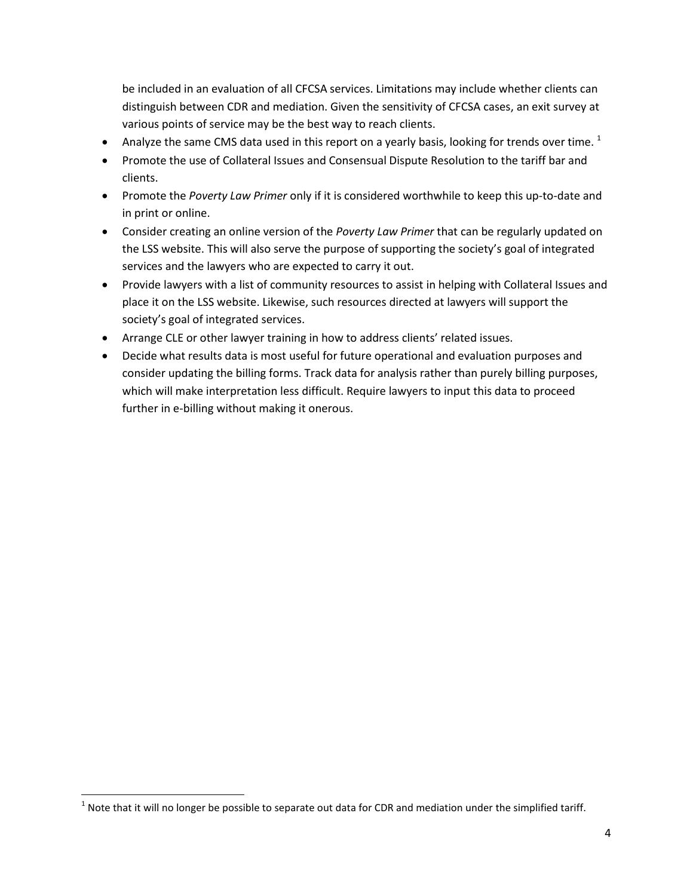be included in an evaluation of all CFCSA services. Limitations may include whether clients can distinguish between CDR and mediation. Given the sensitivity of CFCSA cases, an exit survey at various points of service may be the best way to reach clients.

- Analyze the same CMS data used in this report on a yearly basis, looking for trends over time. [1]
- Promote the use of Collateral Issues and Consensual Dispute Resolution to the tariff bar and clients.
- Promote the *Poverty Law Primer* only if it is considered worthwhile to keep this up-to-date and in print or online.
- Consider creating an online version of the *Poverty Law Primer* that can be regularly updated on the LSS website. This will also serve the purpose of supporting the society's goal of integrated services and the lawyers who are expected to carry it out.
- Provide lawyers with a list of community resources to assist in helping with Collateral Issues and place it on the LSS website. Likewise, such resources directed at lawyers will support the society's goal of integrated services.
- Arrange CLE or other lawyer training in how to address clients' related issues.
- Decide what results data is most useful for future operational and evaluation purposes and consider updating the billing forms. Track data for analysis rather than purely billing purposes, which will make interpretation less difficult. Require lawyers to input this data to proceed further in e-billing without making it onerous.

[1] Note that it will no longer be possible to separate out data for CDR and mediation under the simplified tariff.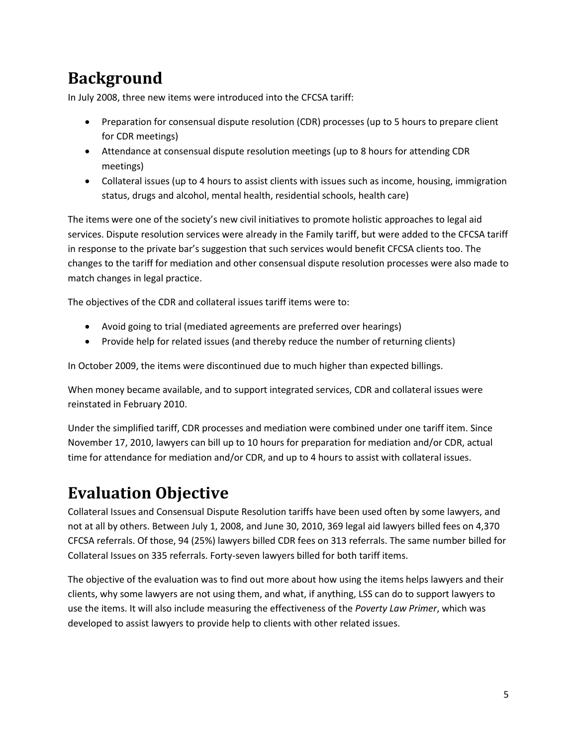# Background

In July 2008, three new items were introduced into the CFCSA tariff:

- Preparation for consensual dispute resolution (CDR) processes (up to 5 hours to prepare client for CDR meetings)
- Attendance at consensual dispute resolution meetings (up to 8 hours for attending CDR meetings)
- Collateral issues (up to 4 hours to assist clients with issues such as income, housing, immigration status, drugs and alcohol, mental health, residential schools, health care)

The items were one of the society's new civil initiatives to promote holistic approaches to legal aid services. Dispute resolution services were already in the Family tariff, but were added to the CFCSA tariff in response to the private bar's suggestion that such services would benefit CFCSA clients too. The changes to the tariff for mediation and other consensual dispute resolution processes were also made to match changes in legal practice.

The objectives of the CDR and collateral issues tariff items were to:

- Avoid going to trial (mediated agreements are preferred over hearings)
- Provide help for related issues (and thereby reduce the number of returning clients)

In October 2009, the items were discontinued due to much higher than expected billings.

When money became available, and to support integrated services, CDR and collateral issues were reinstated in February 2010.

Under the simplified tariff, CDR processes and mediation were combined under one tariff item. Since November 17, 2010, lawyers can bill up to 10 hours for preparation for mediation and/or CDR, actual time for attendance for mediation and/or CDR, and up to 4 hours to assist with collateral issues.

# Evaluation Objective

Collateral Issues and Consensual Dispute Resolution tariffs have been used often by some lawyers, and not at all by others. Between July 1, 2008, and June 30, 2010, 369 legal aid lawyers billed fees on 4,370 CFCSA referrals. Of those, 94 (25%) lawyers billed CDR fees on 313 referrals. The same number billed for Collateral Issues on 335 referrals. Forty-seven lawyers billed for both tariff items.

The objective of the evaluation was to find out more about how using the items helps lawyers and their clients, why some lawyers are not using them, and what, if anything, LSS can do to support lawyers to use the items. It will also include measuring the effectiveness of the *Poverty Law Primer*, which was developed to assist lawyers to provide help to clients with other related issues.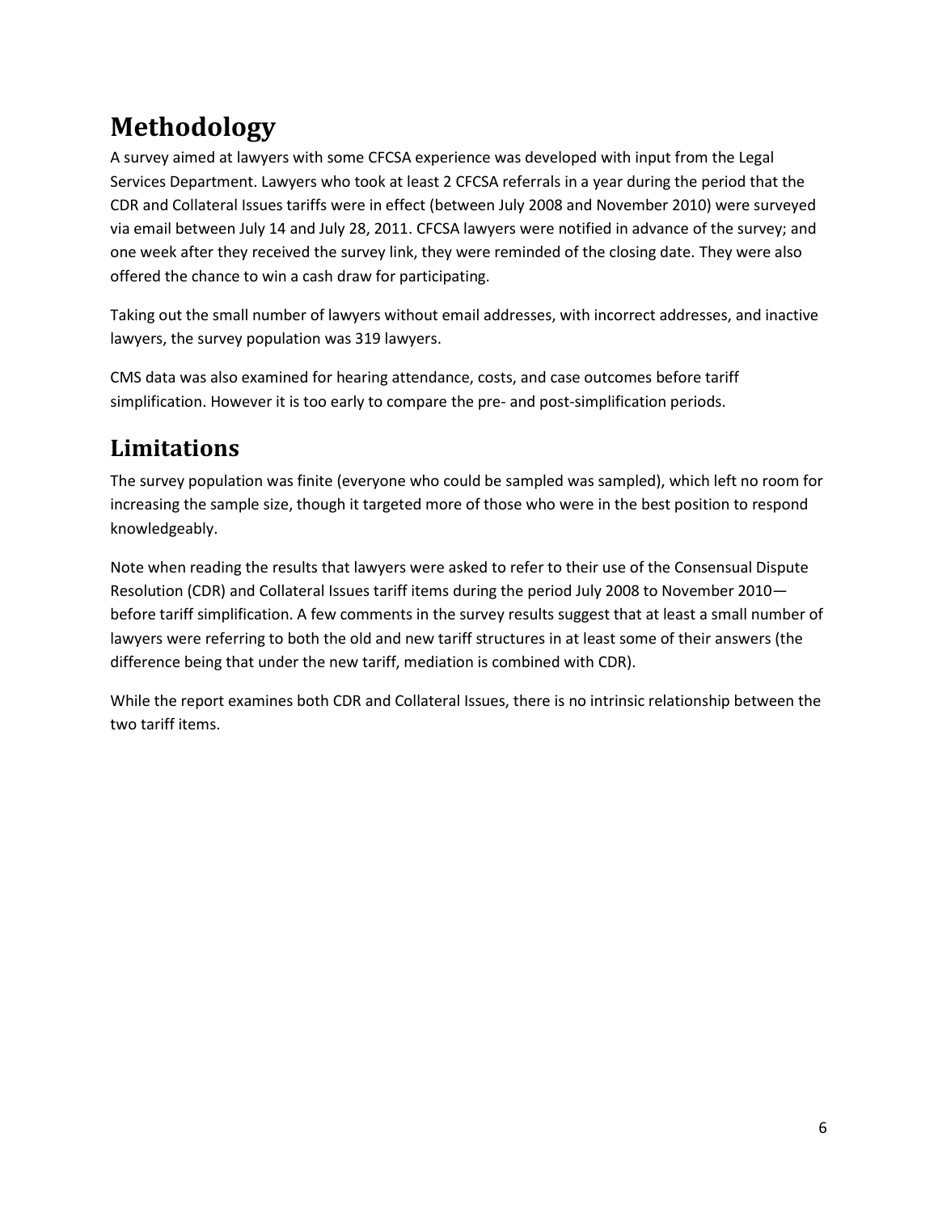## Methodology

A survey aimed at lawyers with some CFCSA experience was developed with input from the Legal Services Department. Lawyers who took at least 2 CFCSA referrals in a year during the period that the CDR and Collateral Issues tariffs were in effect (between July 2008 and November 2010) were surveyed via email between July 14 and July 28, 2011. CFCSA lawyers were notified in advance of the survey; and one week after they received the survey link, they were reminded of the closing date. They were also offered the chance to win a cash draw for participating.

Taking out the small number of lawyers without email addresses, with incorrect addresses, and inactive lawyers, the survey population was 319 lawyers.

CMS data was also examined for hearing attendance, costs, and case outcomes before tariff simplification. However it is too early to compare the pre- and post-simplification periods.

## Limitations

The survey population was finite (everyone who could be sampled was sampled), which left no room for increasing the sample size, though it targeted more of those who were in the best position to respond knowledgeably.

Note when reading the results that lawyers were asked to refer to their use of the Consensual Dispute Resolution (CDR) and Collateral Issues tariff items during the period July 2008 to November 2010—before tariff simplification. A few comments in the survey results suggest that at least a small number of lawyers were referring to both the old and new tariff structures in at least some of their answers (the difference being that under the new tariff, mediation is combined with CDR).

While the report examines both CDR and Collateral Issues, there is no intrinsic relationship between the two tariff items.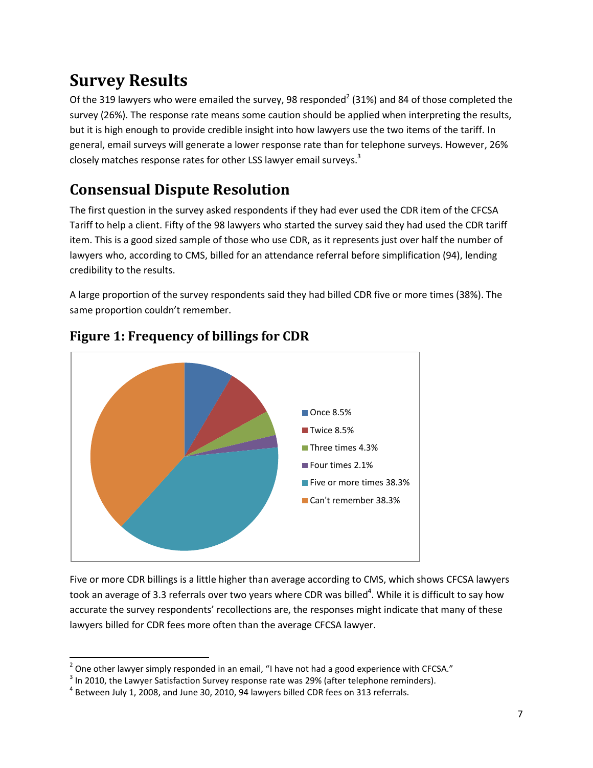# Survey Results

Of the 319 lawyers who were emailed the survey, 98 responded[2] (31%) and 84 of those completed the survey (26%). The response rate means some caution should be applied when interpreting the results, but it is high enough to provide credible insight into how lawyers use the two items of the tariff. In general, email surveys will generate a lower response rate than for telephone surveys. However, 26% closely matches response rates for other LSS lawyer email surveys.[3]

# Consensual Dispute Resolution

The first question in the survey asked respondents if they had ever used the CDR item of the CFCSA Tariff to help a client. Fifty of the 98 lawyers who started the survey said they had used the CDR tariff item. This is a good sized sample of those who use CDR, as it represents just over half the number of lawyers who, according to CMS, billed for an attendance referral before simplification (94), lending credibility to the results.

A large proportion of the survey respondents said they had billed CDR five or more times (38%). The same proportion couldn't remember.

## Figure 1: Frequency of billings for CDR

- Once 8.5%
- Twice 8.5%
- Three times 4.3%
- Four times 2.1%
- Five or more times 38.3%
- Can't remember 38.3%

Five or more CDR billings is a little higher than average according to CMS, which shows CFCSA lawyers took an average of 3.3 referrals over two years where CDR was billed[4]. While it is difficult to say how accurate the survey respondents' recollections are, the responses might indicate that many of these lawyers billed for CDR fees more often than the average CFCSA lawyer.

---

[2] One other lawyer simply responded in an email, "I have not had a good experience with CFCSA."

[3] In 2010, the Lawyer Satisfaction Survey response rate was 29% (after telephone reminders).

[4] Between July 1, 2008, and June 30, 2010, 94 lawyers billed CDR fees on 313 referrals.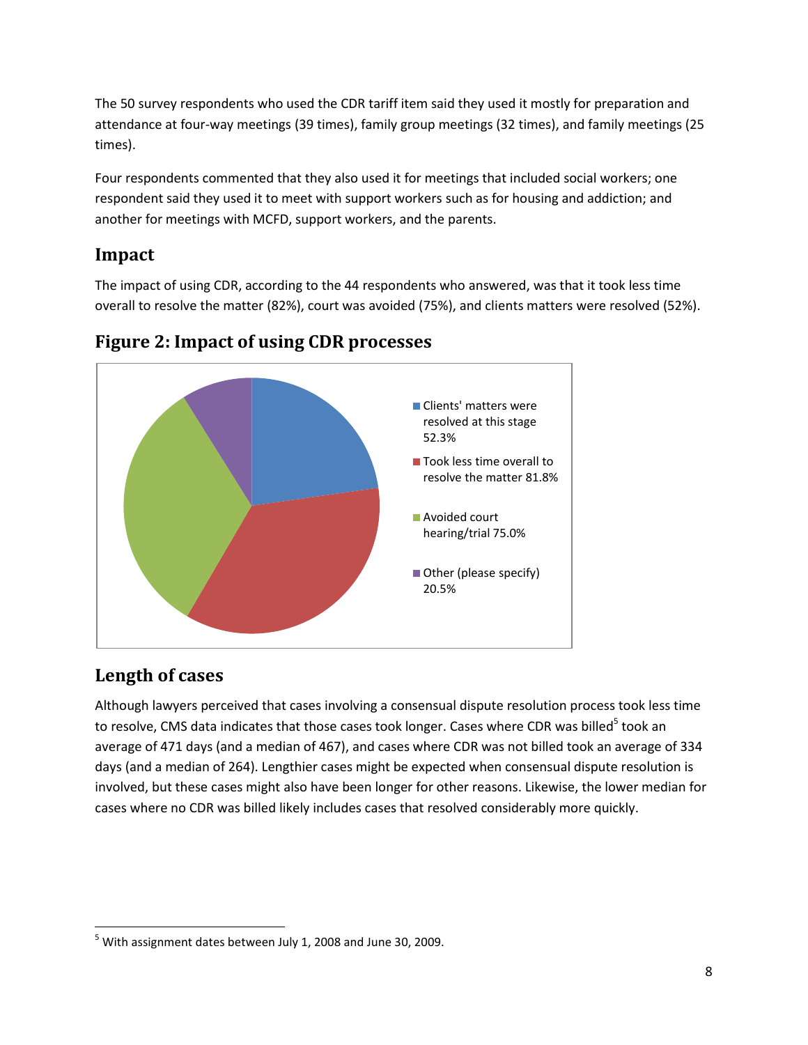The 50 survey respondents who used the CDR tariff item said they used it mostly for preparation and attendance at four-way meetings (39 times), family group meetings (32 times), and family meetings (25 times).

Four respondents commented that they also used it for meetings that included social workers; one respondent said they used it to meet with support workers such as for housing and addiction; and another for meetings with MCFD, support workers, and the parents.

## Impact

The impact of using CDR, according to the 44 respondents who answered, was that it took less time overall to resolve the matter (82%), court was avoided (75%), and clients matters were resolved (52%).

## Figure 2: Impact of using CDR processes

- Clients' matters were resolved at this stage 52.3%
- Took less time overall to resolve the matter 81.8%
- Avoided court hearing/trial 75.0%
- Other (please specify) 20.5%

## Length of cases

Although lawyers perceived that cases involving a consensual dispute resolution process took less time to resolve, CMS data indicates that those cases took longer. Cases where CDR was billed[5] took an average of 471 days (and a median of 467), and cases where CDR was not billed took an average of 334 days (and a median of 264). Lengthier cases might be expected when consensual dispute resolution is involved, but these cases might also have been longer for other reasons. Likewise, the lower median for cases where no CDR was billed likely includes cases that resolved considerably more quickly.

[5] With assignment dates between July 1, 2008 and June 30, 2009.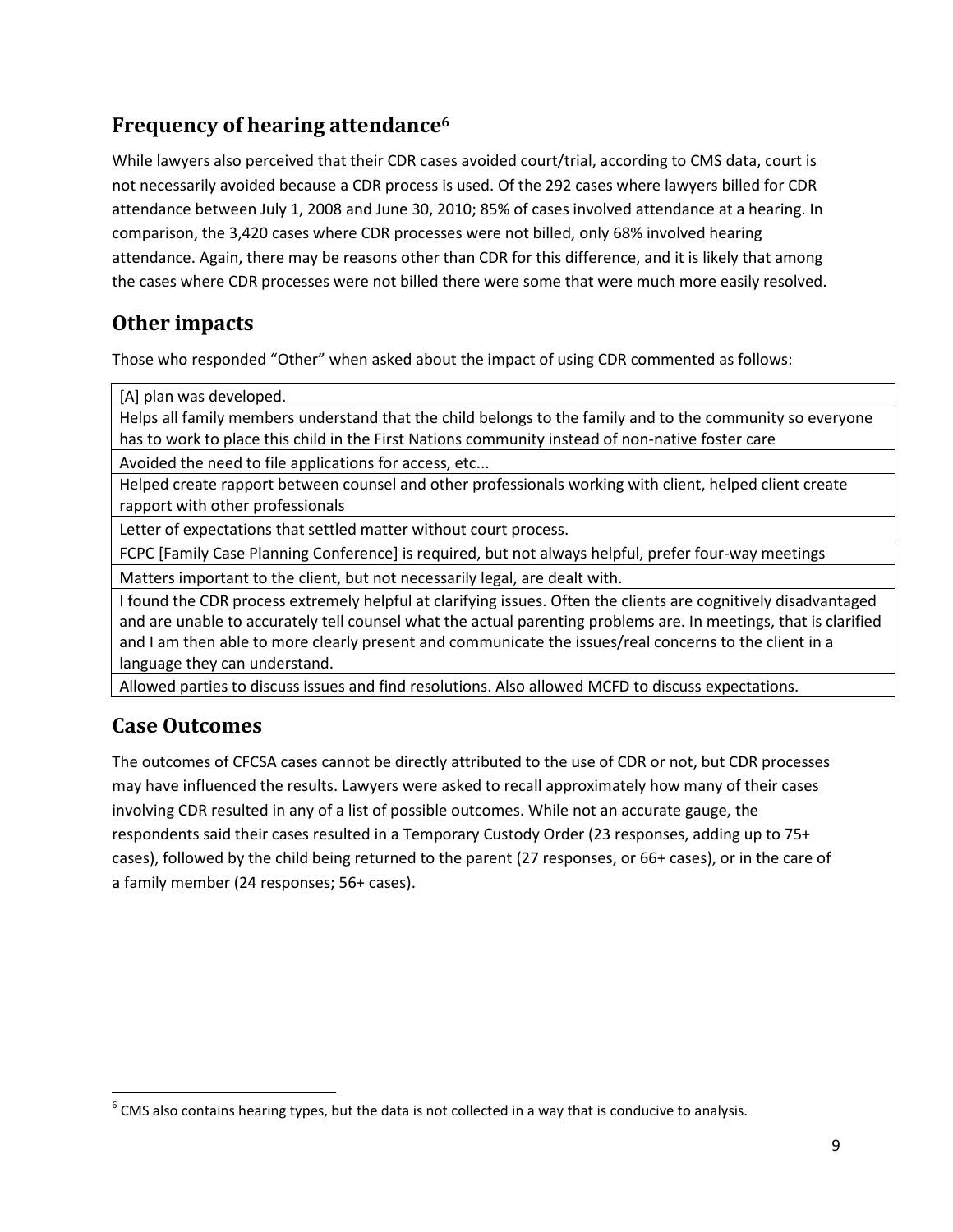## Frequency of hearing attendance[6]

While lawyers also perceived that their CDR cases avoided court/trial, according to CMS data, court is not necessarily avoided because a CDR process is used. Of the 292 cases where lawyers billed for CDR attendance between July 1, 2008 and June 30, 2010; 85% of cases involved attendance at a hearing. In comparison, the 3,420 cases where CDR processes were not billed, only 68% involved hearing attendance. Again, there may be reasons other than CDR for this difference, and it is likely that among the cases where CDR processes were not billed there were some that were much more easily resolved.

## Other impacts

Those who responded "Other" when asked about the impact of using CDR commented as follows:

| [A] plan was developed. |
|---|
| Helps all family members understand that the child belongs to the family and to the community so everyone has to work to place this child in the First Nations community instead of non-native foster care |
| Avoided the need to file applications for access, etc... |
| Helped create rapport between counsel and other professionals working with client, helped client create rapport with other professionals |
| Letter of expectations that settled matter without court process. |
| FCPC [Family Case Planning Conference] is required, but not always helpful, prefer four-way meetings |
| Matters important to the client, but not necessarily legal, are dealt with. |
| I found the CDR process extremely helpful at clarifying issues. Often the clients are cognitively disadvantaged and are unable to accurately tell counsel what the actual parenting problems are. In meetings, that is clarified and I am then able to more clearly present and communicate the issues/real concerns to the client in a language they can understand. |
| Allowed parties to discuss issues and find resolutions. Also allowed MCFD to discuss expectations. |

## Case Outcomes

The outcomes of CFCSA cases cannot be directly attributed to the use of CDR or not, but CDR processes may have influenced the results. Lawyers were asked to recall approximately how many of their cases involving CDR resulted in any of a list of possible outcomes. While not an accurate gauge, the respondents said their cases resulted in a Temporary Custody Order (23 responses, adding up to 75+ cases), followed by the child being returned to the parent (27 responses, or 66+ cases), or in the care of a family member (24 responses; 56+ cases).

[6] CMS also contains hearing types, but the data is not collected in a way that is conducive to analysis.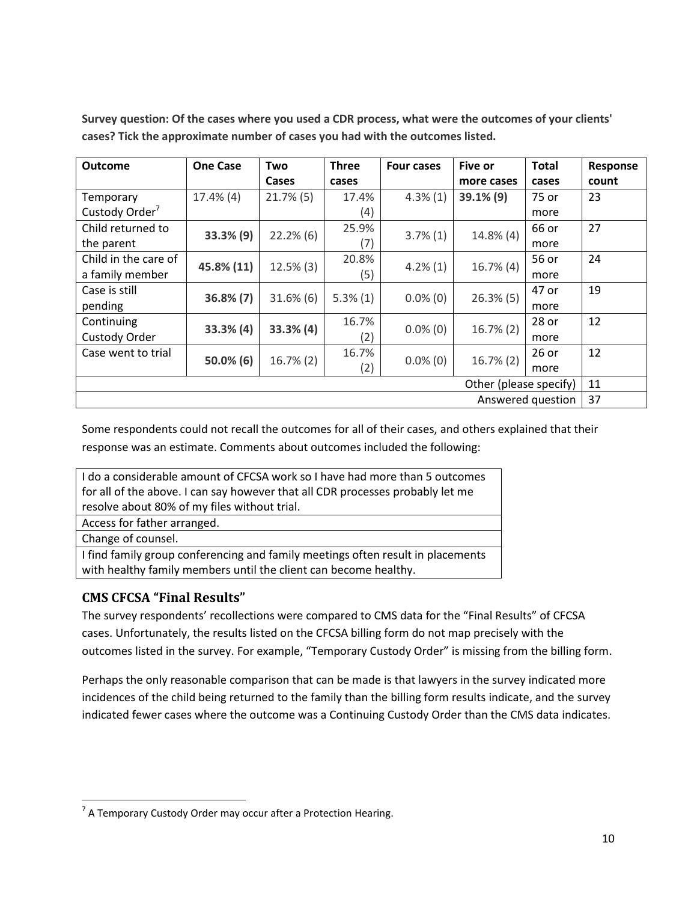**Survey question: Of the cases where you used a CDR process, what were the outcomes of your clients' cases? Tick the approximate number of cases you had with the outcomes listed.**

| Outcome | One Case | Two Cases | Three cases | Four cases | Five or more cases | Total cases | Response count |
|---|---|---|---|---|---|---|---|
| Temporary Custody Order[7] | 17.4% (4) | 21.7% (5) | 17.4% (4) | 4.3% (1) | **39.1% (9)** | 75 or more | 23 |
| Child returned to the parent | **33.3% (9)** | 22.2% (6) | 25.9% (7) | 3.7% (1) | 14.8% (4) | 66 or more | 27 |
| Child in the care of a family member | **45.8% (11)** | 12.5% (3) | 20.8% (5) | 4.2% (1) | 16.7% (4) | 56 or more | 24 |
| Case is still pending | **36.8% (7)** | 31.6% (6) | 5.3% (1) | 0.0% (0) | 26.3% (5) | 47 or more | 19 |
| Continuing Custody Order | **33.3% (4)** | **33.3% (4)** | 16.7% (2) | 0.0% (0) | 16.7% (2) | 28 or more | 12 |
| Case went to trial | **50.0% (6)** | 16.7% (2) | 16.7% (2) | 0.0% (0) | 16.7% (2) | 26 or more | 12 |
| | | | | | | Other (please specify) | 11 |
| | | | | | | Answered question | 37 |

Some respondents could not recall the outcomes for all of their cases, and others explained that their response was an estimate. Comments about outcomes included the following:

| |
|---|
| I do a considerable amount of CFCSA work so I have had more than 5 outcomes for all of the above. I can say however that all CDR processes probably let me resolve about 80% of my files without trial. |
| Access for father arranged. |
| Change of counsel. |
| I find family group conferencing and family meetings often result in placements with healthy family members until the client can become healthy. |

### CMS CFCSA "Final Results"

The survey respondents' recollections were compared to CMS data for the "Final Results" of CFCSA cases. Unfortunately, the results listed on the CFCSA billing form do not map precisely with the outcomes listed in the survey. For example, "Temporary Custody Order" is missing from the billing form.

Perhaps the only reasonable comparison that can be made is that lawyers in the survey indicated more incidences of the child being returned to the family than the billing form results indicate, and the survey indicated fewer cases where the outcome was a Continuing Custody Order than the CMS data indicates.

[7] A Temporary Custody Order may occur after a Protection Hearing.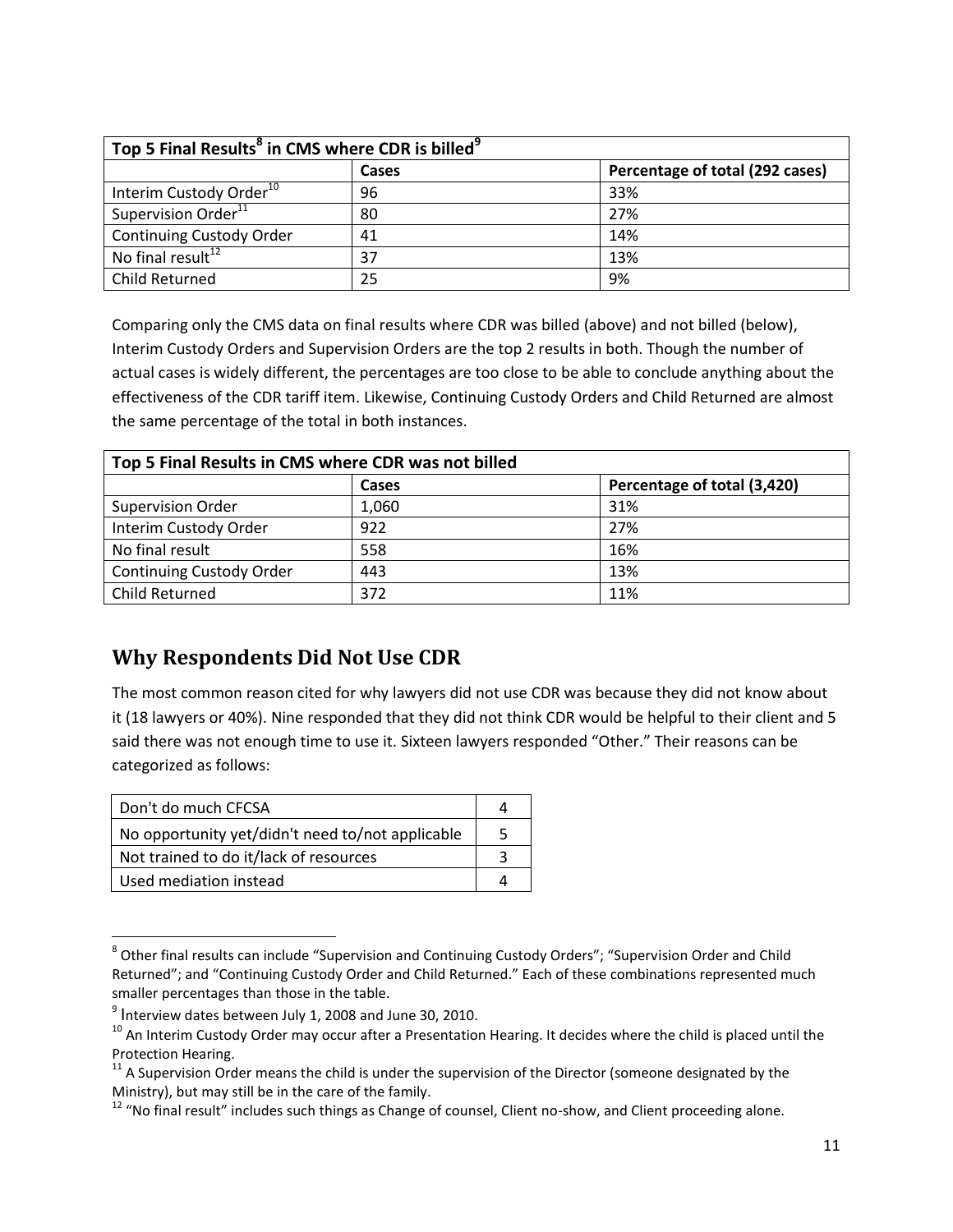| Top 5 Final Results[8] in CMS where CDR is billed[9] | | |
|---|---|---|
| | Cases | Percentage of total (292 cases) |
| Interim Custody Order[10] | 96 | 33% |
| Supervision Order[11] | 80 | 27% |
| Continuing Custody Order | 41 | 14% |
| No final result[12] | 37 | 13% |
| Child Returned | 25 | 9% |

Comparing only the CMS data on final results where CDR was billed (above) and not billed (below), Interim Custody Orders and Supervision Orders are the top 2 results in both. Though the number of actual cases is widely different, the percentages are too close to be able to conclude anything about the effectiveness of the CDR tariff item. Likewise, Continuing Custody Orders and Child Returned are almost the same percentage of the total in both instances.

| Top 5 Final Results in CMS where CDR was not billed | | |
|---|---|---|
| | Cases | Percentage of total (3,420) |
| Supervision Order | 1,060 | 31% |
| Interim Custody Order | 922 | 27% |
| No final result | 558 | 16% |
| Continuing Custody Order | 443 | 13% |
| Child Returned | 372 | 11% |

## Why Respondents Did Not Use CDR

The most common reason cited for why lawyers did not use CDR was because they did not know about it (18 lawyers or 40%). Nine responded that they did not think CDR would be helpful to their client and 5 said there was not enough time to use it. Sixteen lawyers responded "Other." Their reasons can be categorized as follows:

| | |
|---|---|
| Don't do much CFCSA | 4 |
| No opportunity yet/didn't need to/not applicable | 5 |
| Not trained to do it/lack of resources | 3 |
| Used mediation instead | 4 |

---

[8] Other final results can include "Supervision and Continuing Custody Orders"; "Supervision Order and Child Returned"; and "Continuing Custody Order and Child Returned." Each of these combinations represented much smaller percentages than those in the table.

[9] Interview dates between July 1, 2008 and June 30, 2010.

[10] An Interim Custody Order may occur after a Presentation Hearing. It decides where the child is placed until the Protection Hearing.

[11] A Supervision Order means the child is under the supervision of the Director (someone designated by the Ministry), but may still be in the care of the family.

[12] "No final result" includes such things as Change of counsel, Client no-show, and Client proceeding alone.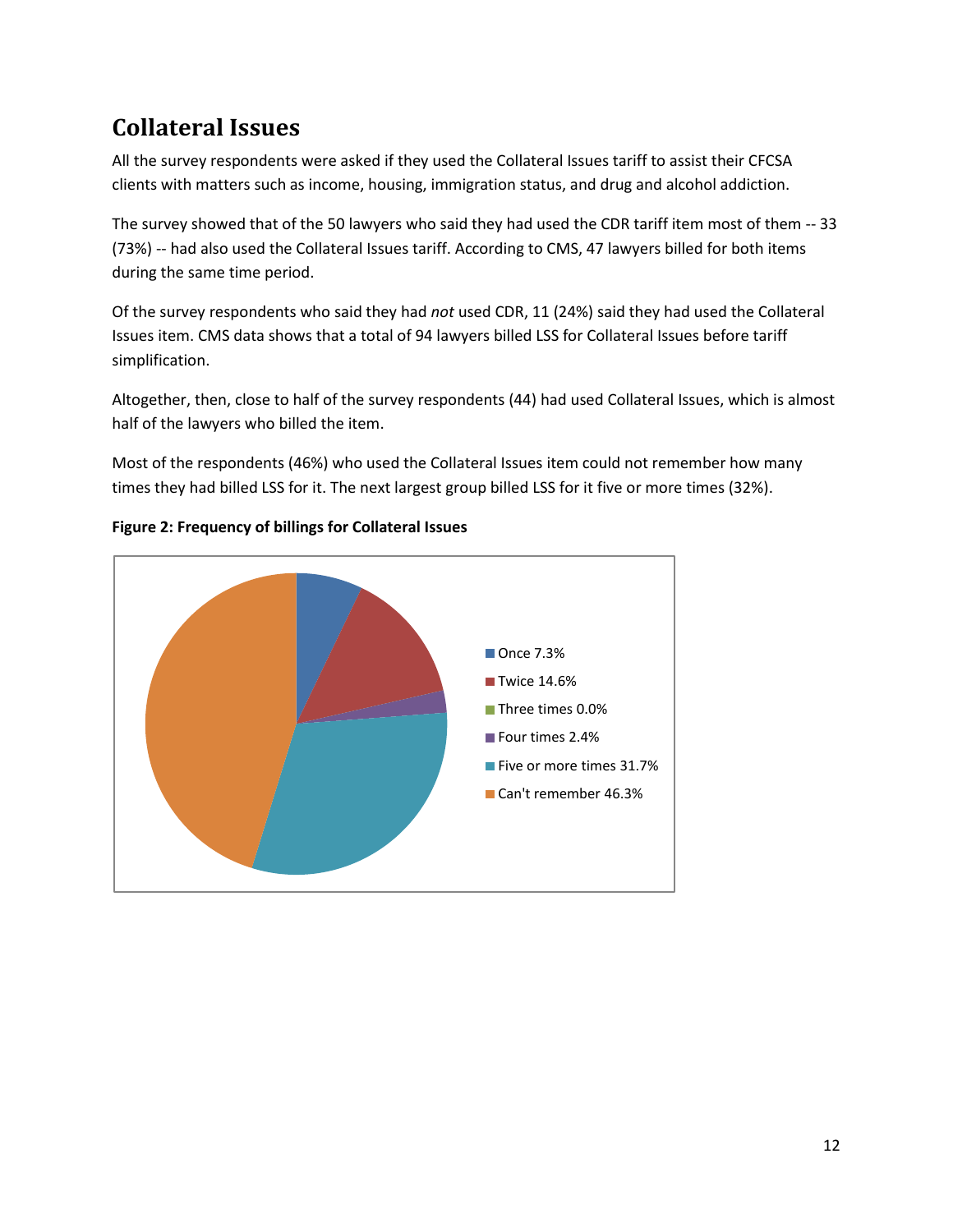## Collateral Issues

All the survey respondents were asked if they used the Collateral Issues tariff to assist their CFCSA clients with matters such as income, housing, immigration status, and drug and alcohol addiction.

The survey showed that of the 50 lawyers who said they had used the CDR tariff item most of them -- 33 (73%) -- had also used the Collateral Issues tariff. According to CMS, 47 lawyers billed for both items during the same time period.

Of the survey respondents who said they had *not* used CDR, 11 (24%) said they had used the Collateral Issues item. CMS data shows that a total of 94 lawyers billed LSS for Collateral Issues before tariff simplification.

Altogether, then, close to half of the survey respondents (44) had used Collateral Issues, which is almost half of the lawyers who billed the item.

Most of the respondents (46%) who used the Collateral Issues item could not remember how many times they had billed LSS for it. The next largest group billed LSS for it five or more times (32%).

**Figure 2: Frequency of billings for Collateral Issues**

| Frequency | Percentage |
|---|---|
| Once | 7.3% |
| Twice | 14.6% |
| Three times | 0.0% |
| Four times | 2.4% |
| Five or more times | 31.7% |
| Can't remember | 46.3% |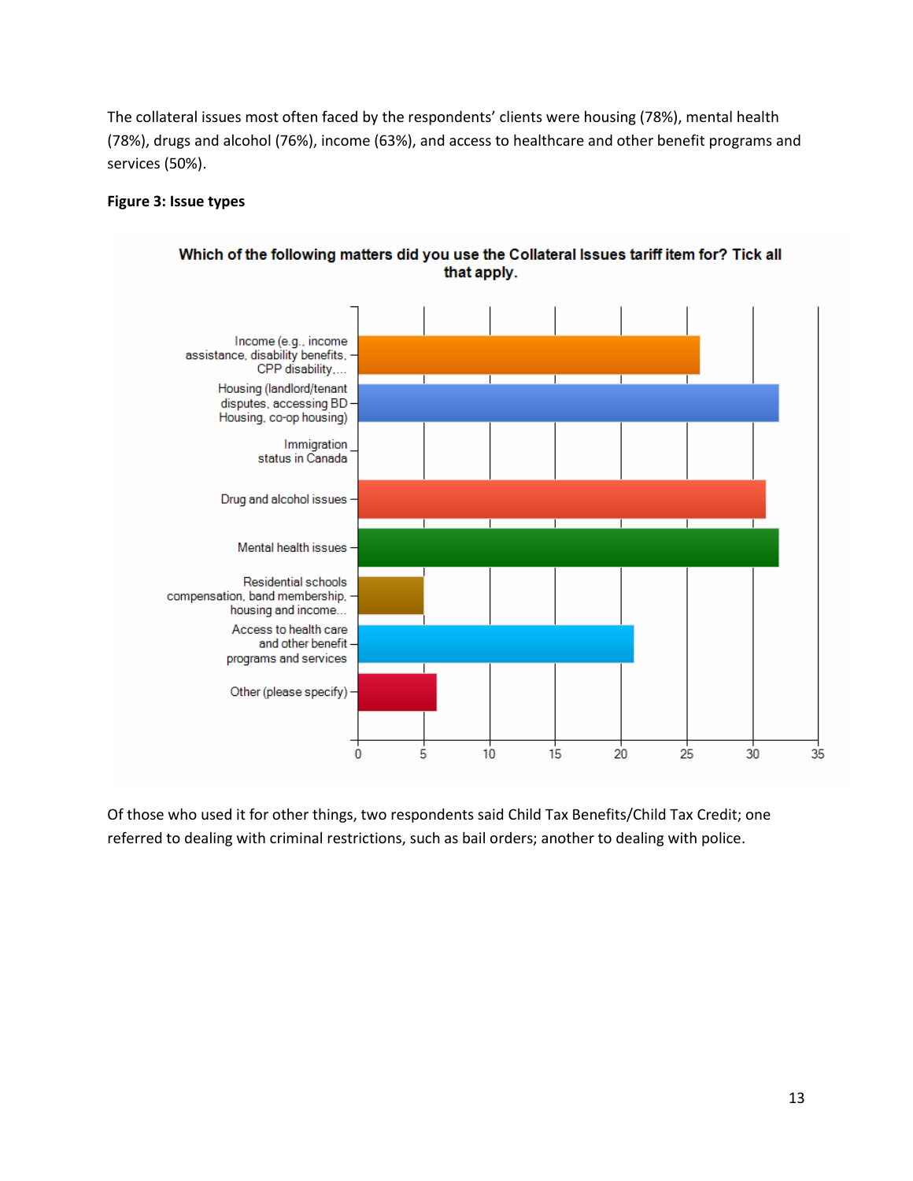The collateral issues most often faced by the respondents' clients were housing (78%), mental health (78%), drugs and alcohol (76%), income (63%), and access to healthcare and other benefit programs and services (50%).

**Figure 3: Issue types**

**Which of the following matters did you use the Collateral Issues tariff item for? Tick all that apply.**

| Matter | Responses |
|---|---|
| Income (e.g., income assistance, disability benefits, CPP disability,... | 26 |
| Housing (landlord/tenant disputes, accessing BD Housing, co-op housing) | 32 |
| Immigration status in Canada | 0 |
| Drug and alcohol issues | 31 |
| Mental health issues | 32 |
| Residential schools compensation, band membership, housing and income... | 5 |
| Access to health care and other benefit programs and services | 21 |
| Other (please specify) | 6 |

Of those who used it for other things, two respondents said Child Tax Benefits/Child Tax Credit; one referred to dealing with criminal restrictions, such as bail orders; another to dealing with police.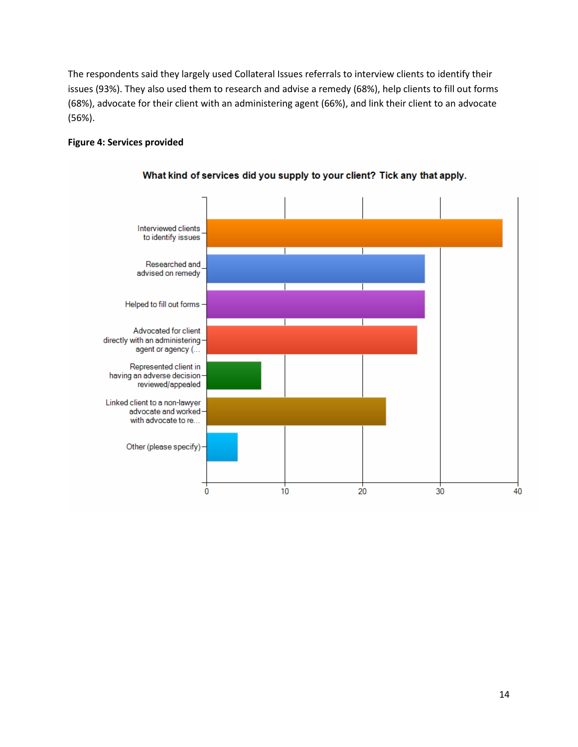The respondents said they largely used Collateral Issues referrals to interview clients to identify their issues (93%). They also used them to research and advise a remedy (68%), help clients to fill out forms (68%), advocate for their client with an administering agent (66%), and link their client to an advocate (56%).

**Figure 4: Services provided**

What kind of services did you supply to your client? Tick any that apply.

| Service | Approximate count |
|---|---|
| Interviewed clients to identify issues | 38 |
| Researched and advised on remedy | 28 |
| Helped to fill out forms | 28 |
| Advocated for client directly with an administering agent or agency (... | 27 |
| Represented client in having an adverse decision reviewed/appealed | 7 |
| Linked client to a non-lawyer advocate and worked with advocate to re... | 23 |
| Other (please specify) | 4 |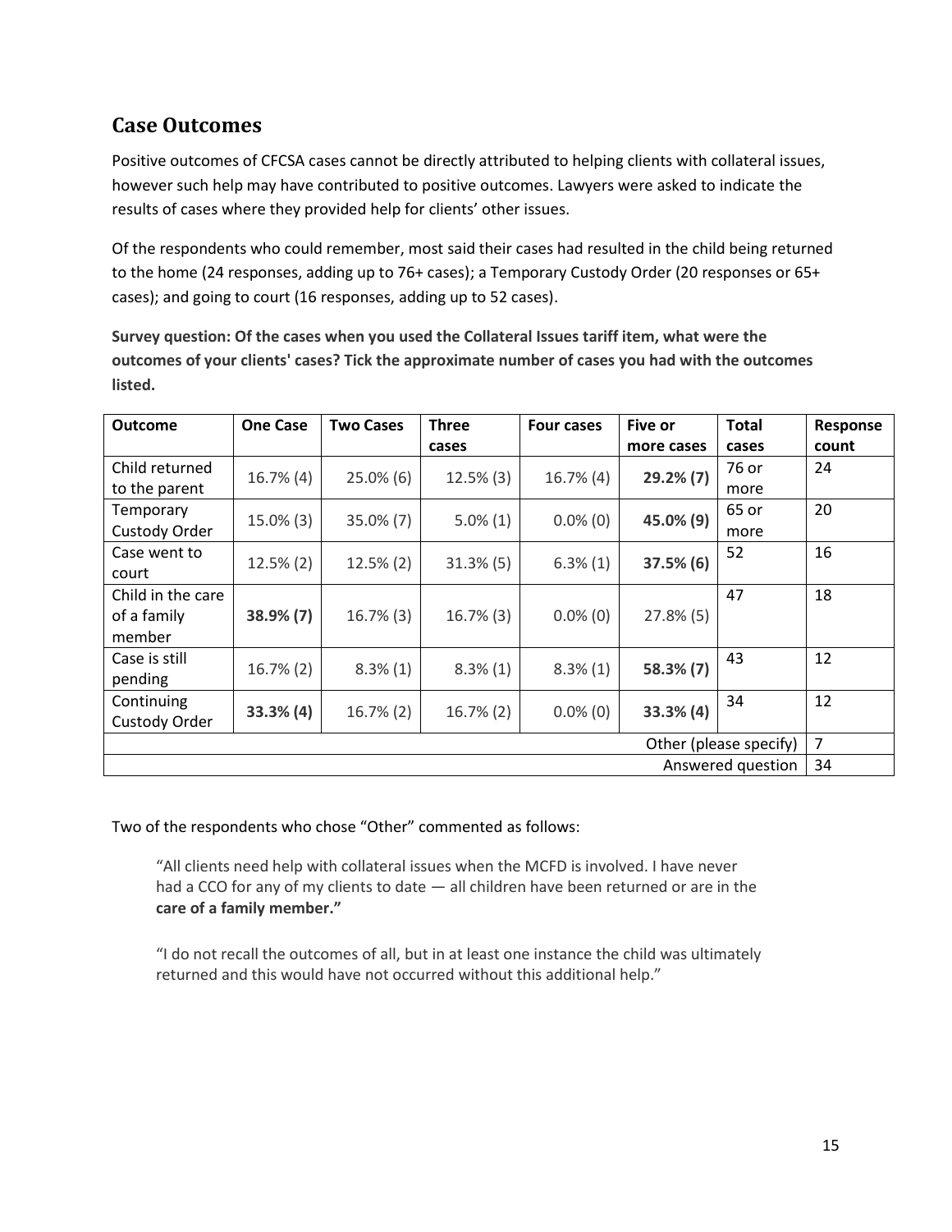## Case Outcomes

Positive outcomes of CFCSA cases cannot be directly attributed to helping clients with collateral issues, however such help may have contributed to positive outcomes. Lawyers were asked to indicate the results of cases where they provided help for clients' other issues.

Of the respondents who could remember, most said their cases had resulted in the child being returned to the home (24 responses, adding up to 76+ cases); a Temporary Custody Order (20 responses or 65+ cases); and going to court (16 responses, adding up to 52 cases).

**Survey question: Of the cases when you used the Collateral Issues tariff item, what were the outcomes of your clients' cases? Tick the approximate number of cases you had with the outcomes listed.**

| Outcome | One Case | Two Cases | Three cases | Four cases | Five or more cases | Total cases | Response count |
|---|---|---|---|---|---|---|---|
| Child returned to the parent | 16.7% (4) | 25.0% (6) | 12.5% (3) | 16.7% (4) | **29.2% (7)** | 76 or more | 24 |
| Temporary Custody Order | 15.0% (3) | 35.0% (7) | 5.0% (1) | 0.0% (0) | **45.0% (9)** | 65 or more | 20 |
| Case went to court | 12.5% (2) | 12.5% (2) | 31.3% (5) | 6.3% (1) | **37.5% (6)** | 52 | 16 |
| Child in the care of a family member | **38.9% (7)** | 16.7% (3) | 16.7% (3) | 0.0% (0) | 27.8% (5) | 47 | 18 |
| Case is still pending | 16.7% (2) | 8.3% (1) | 8.3% (1) | 8.3% (1) | **58.3% (7)** | 43 | 12 |
| Continuing Custody Order | **33.3% (4)** | 16.7% (2) | 16.7% (2) | 0.0% (0) | **33.3% (4)** | 34 | 12 |
| | | | | | | Other (please specify) | 7 |
| | | | | | | Answered question | 34 |

Two of the respondents who chose "Other" commented as follows:

> "All clients need help with collateral issues when the MCFD is involved. I have never had a CCO for any of my clients to date — all children have been returned or are in the **care of a family member."**

> "I do not recall the outcomes of all, but in at least one instance the child was ultimately returned and this would have not occurred without this additional help."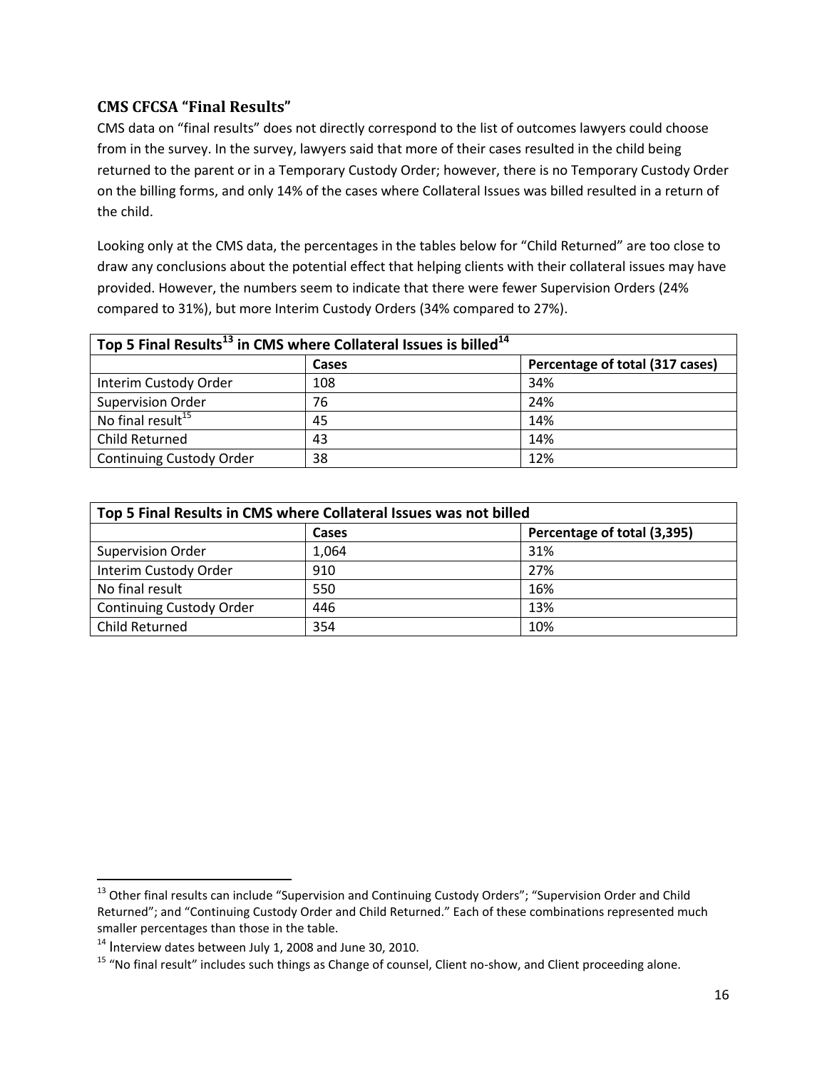### CMS CFCSA "Final Results"

CMS data on "final results" does not directly correspond to the list of outcomes lawyers could choose from in the survey. In the survey, lawyers said that more of their cases resulted in the child being returned to the parent or in a Temporary Custody Order; however, there is no Temporary Custody Order on the billing forms, and only 14% of the cases where Collateral Issues was billed resulted in a return of the child.

Looking only at the CMS data, the percentages in the tables below for "Child Returned" are too close to draw any conclusions about the potential effect that helping clients with their collateral issues may have provided. However, the numbers seem to indicate that there were fewer Supervision Orders (24% compared to 31%), but more Interim Custody Orders (34% compared to 27%).

| Top 5 Final Results[13] in CMS where Collateral Issues is billed[14] | | |
|---|---|---|
| | Cases | Percentage of total (317 cases) |
| Interim Custody Order | 108 | 34% |
| Supervision Order | 76 | 24% |
| No final result[15] | 45 | 14% |
| Child Returned | 43 | 14% |
| Continuing Custody Order | 38 | 12% |

| Top 5 Final Results in CMS where Collateral Issues was not billed | | |
|---|---|---|
| | Cases | Percentage of total (3,395) |
| Supervision Order | 1,064 | 31% |
| Interim Custody Order | 910 | 27% |
| No final result | 550 | 16% |
| Continuing Custody Order | 446 | 13% |
| Child Returned | 354 | 10% |

[13] Other final results can include "Supervision and Continuing Custody Orders"; "Supervision Order and Child Returned"; and "Continuing Custody Order and Child Returned." Each of these combinations represented much smaller percentages than those in the table.

[14] Interview dates between July 1, 2008 and June 30, 2010.

[15] "No final result" includes such things as Change of counsel, Client no-show, and Client proceeding alone.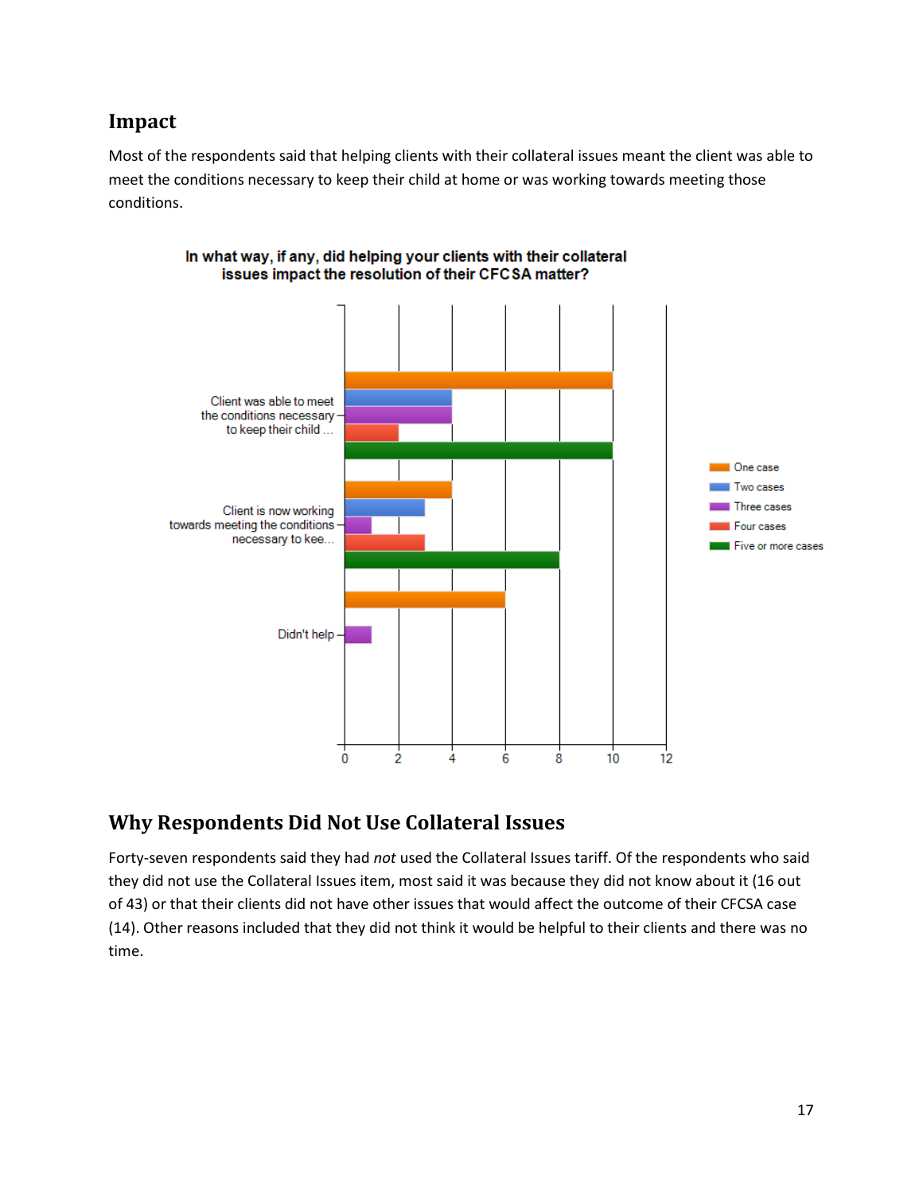## Impact

Most of the respondents said that helping clients with their collateral issues meant the client was able to meet the conditions necessary to keep their child at home or was working towards meeting those conditions.

**In what way, if any, did helping your clients with their collateral issues impact the resolution of their CFCSA matter?**

| | One case | Two cases | Three cases | Four cases | Five or more cases |
|---|---|---|---|---|---|
| Client was able to meet the conditions necessary to keep their child ... | 10 | 4 | 4 | 2 | 10 |
| Client is now working towards meeting the conditions necessary to kee... | 4 | 3 | 1 | 3 | 8 |
| Didn't help | 6 | | 1 | | |

## Why Respondents Did Not Use Collateral Issues

Forty-seven respondents said they had *not* used the Collateral Issues tariff. Of the respondents who said they did not use the Collateral Issues item, most said it was because they did not know about it (16 out of 43) or that their clients did not have other issues that would affect the outcome of their CFCSA case (14). Other reasons included that they did not think it would be helpful to their clients and there was no time.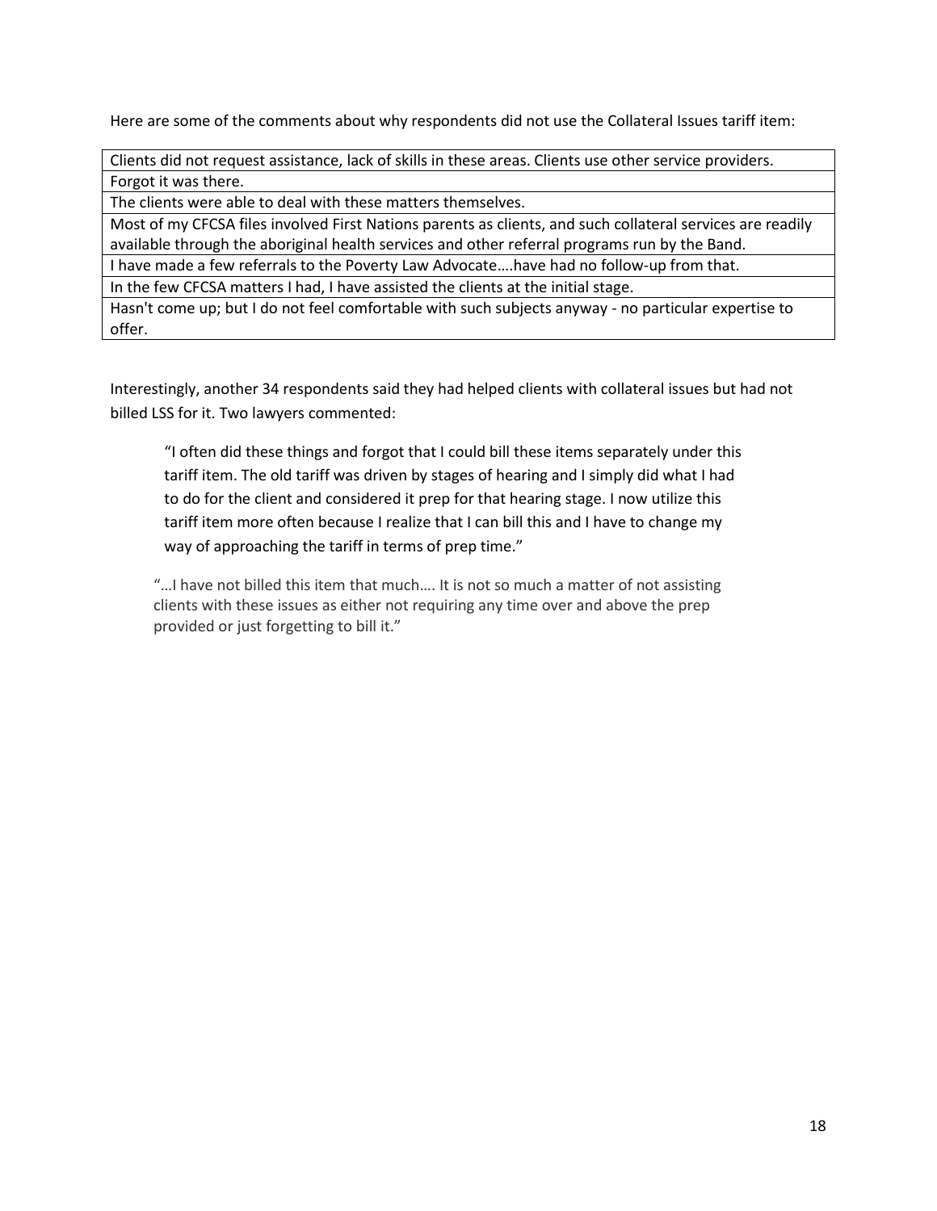Here are some of the comments about why respondents did not use the Collateral Issues tariff item:

| Clients did not request assistance, lack of skills in these areas. Clients use other service providers. |
|---|
| Forgot it was there. |
| The clients were able to deal with these matters themselves. |
| Most of my CFCSA files involved First Nations parents as clients, and such collateral services are readily available through the aboriginal health services and other referral programs run by the Band. |
| I have made a few referrals to the Poverty Law Advocate….have had no follow-up from that. |
| In the few CFCSA matters I had, I have assisted the clients at the initial stage. |
| Hasn't come up; but I do not feel comfortable with such subjects anyway - no particular expertise to offer. |

Interestingly, another 34 respondents said they had helped clients with collateral issues but had not billed LSS for it. Two lawyers commented:

> "I often did these things and forgot that I could bill these items separately under this tariff item. The old tariff was driven by stages of hearing and I simply did what I had to do for the client and considered it prep for that hearing stage. I now utilize this tariff item more often because I realize that I can bill this and I have to change my way of approaching the tariff in terms of prep time."

> "…I have not billed this item that much…. It is not so much a matter of not assisting clients with these issues as either not requiring any time over and above the prep provided or just forgetting to bill it."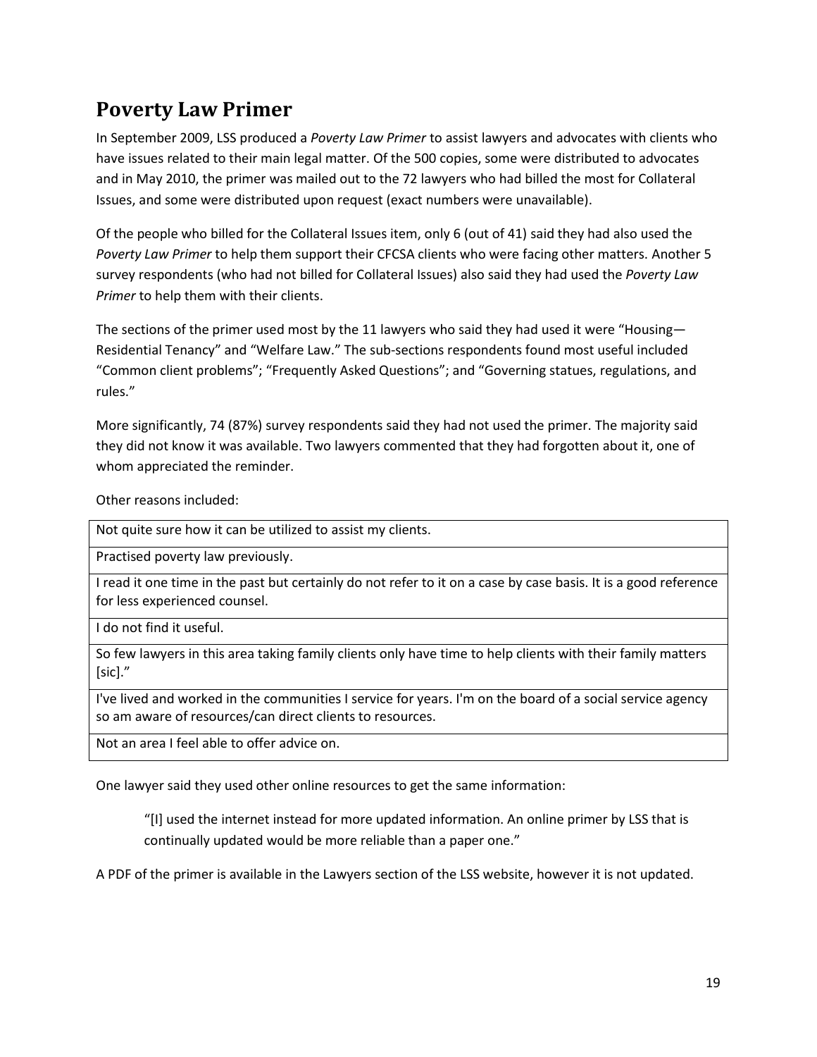## Poverty Law Primer

In September 2009, LSS produced a *Poverty Law Primer* to assist lawyers and advocates with clients who have issues related to their main legal matter. Of the 500 copies, some were distributed to advocates and in May 2010, the primer was mailed out to the 72 lawyers who had billed the most for Collateral Issues, and some were distributed upon request (exact numbers were unavailable).

Of the people who billed for the Collateral Issues item, only 6 (out of 41) said they had also used the *Poverty Law Primer* to help them support their CFCSA clients who were facing other matters. Another 5 survey respondents (who had not billed for Collateral Issues) also said they had used the *Poverty Law Primer* to help them with their clients.

The sections of the primer used most by the 11 lawyers who said they had used it were "Housing—Residential Tenancy" and "Welfare Law." The sub-sections respondents found most useful included "Common client problems"; "Frequently Asked Questions"; and "Governing statues, regulations, and rules."

More significantly, 74 (87%) survey respondents said they had not used the primer. The majority said they did not know it was available. Two lawyers commented that they had forgotten about it, one of whom appreciated the reminder.

Other reasons included:

| |
|---|
| Not quite sure how it can be utilized to assist my clients. |
| Practised poverty law previously. |
| I read it one time in the past but certainly do not refer to it on a case by case basis. It is a good reference for less experienced counsel. |
| I do not find it useful. |
| So few lawyers in this area taking family clients only have time to help clients with their family matters [sic]." |
| I've lived and worked in the communities I service for years. I'm on the board of a social service agency so am aware of resources/can direct clients to resources. |
| Not an area I feel able to offer advice on. |

One lawyer said they used other online resources to get the same information:

> "[I] used the internet instead for more updated information. An online primer by LSS that is continually updated would be more reliable than a paper one."

A PDF of the primer is available in the Lawyers section of the LSS website, however it is not updated.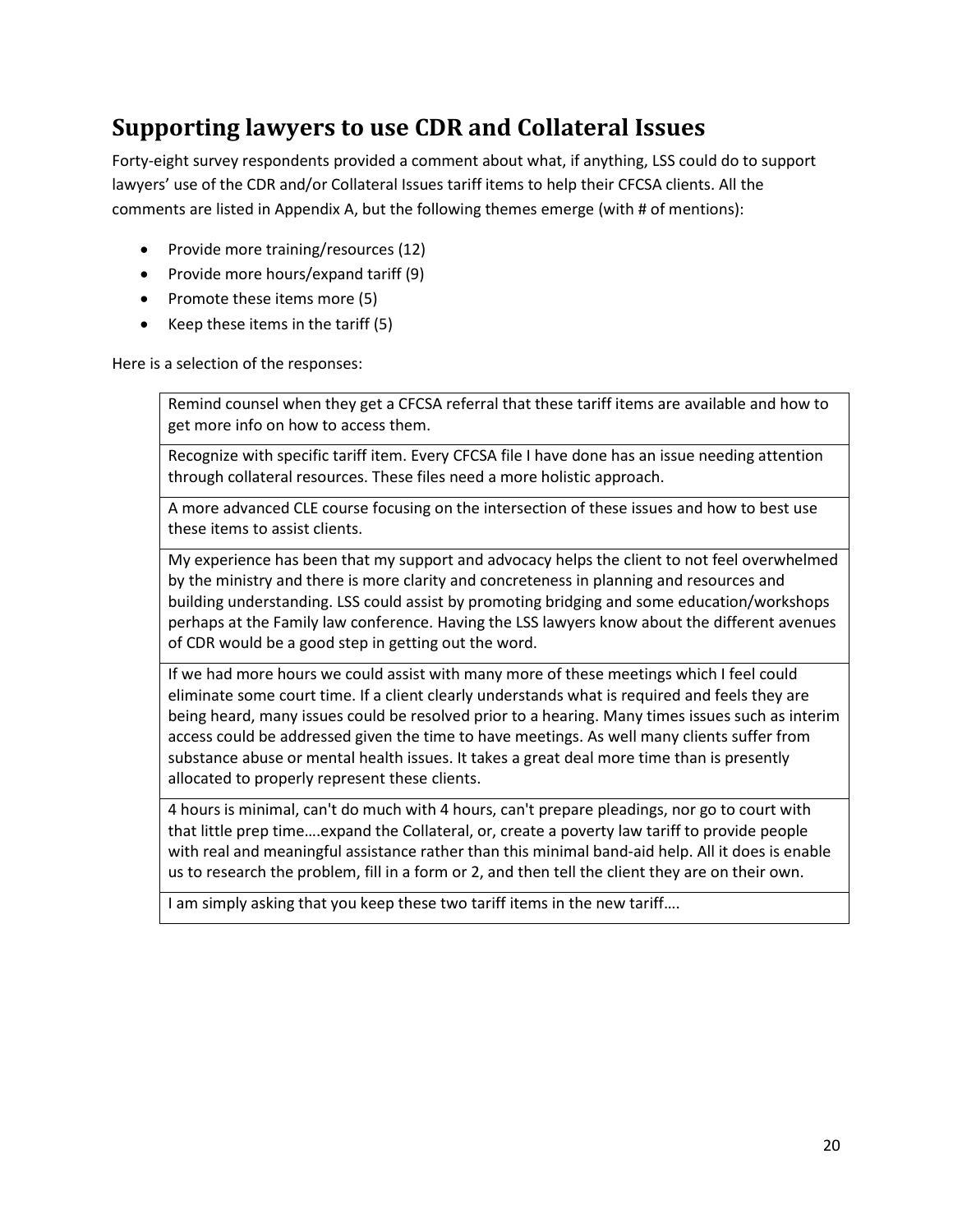## Supporting lawyers to use CDR and Collateral Issues

Forty-eight survey respondents provided a comment about what, if anything, LSS could do to support lawyers' use of the CDR and/or Collateral Issues tariff items to help their CFCSA clients. All the comments are listed in Appendix A, but the following themes emerge (with # of mentions):

- Provide more training/resources (12)
- Provide more hours/expand tariff (9)
- Promote these items more (5)
- Keep these items in the tariff (5)

Here is a selection of the responses:

| |
|---|
| Remind counsel when they get a CFCSA referral that these tariff items are available and how to get more info on how to access them. |
| Recognize with specific tariff item. Every CFCSA file I have done has an issue needing attention through collateral resources. These files need a more holistic approach. |
| A more advanced CLE course focusing on the intersection of these issues and how to best use these items to assist clients. |
| My experience has been that my support and advocacy helps the client to not feel overwhelmed by the ministry and there is more clarity and concreteness in planning and resources and building understanding. LSS could assist by promoting bridging and some education/workshops perhaps at the Family law conference. Having the LSS lawyers know about the different avenues of CDR would be a good step in getting out the word. |
| If we had more hours we could assist with many more of these meetings which I feel could eliminate some court time. If a client clearly understands what is required and feels they are being heard, many issues could be resolved prior to a hearing. Many times issues such as interim access could be addressed given the time to have meetings. As well many clients suffer from substance abuse or mental health issues. It takes a great deal more time than is presently allocated to properly represent these clients. |
| 4 hours is minimal, can't do much with 4 hours, can't prepare pleadings, nor go to court with that little prep time….expand the Collateral, or, create a poverty law tariff to provide people with real and meaningful assistance rather than this minimal band-aid help. All it does is enable us to research the problem, fill in a form or 2, and then tell the client they are on their own. |
| I am simply asking that you keep these two tariff items in the new tariff…. |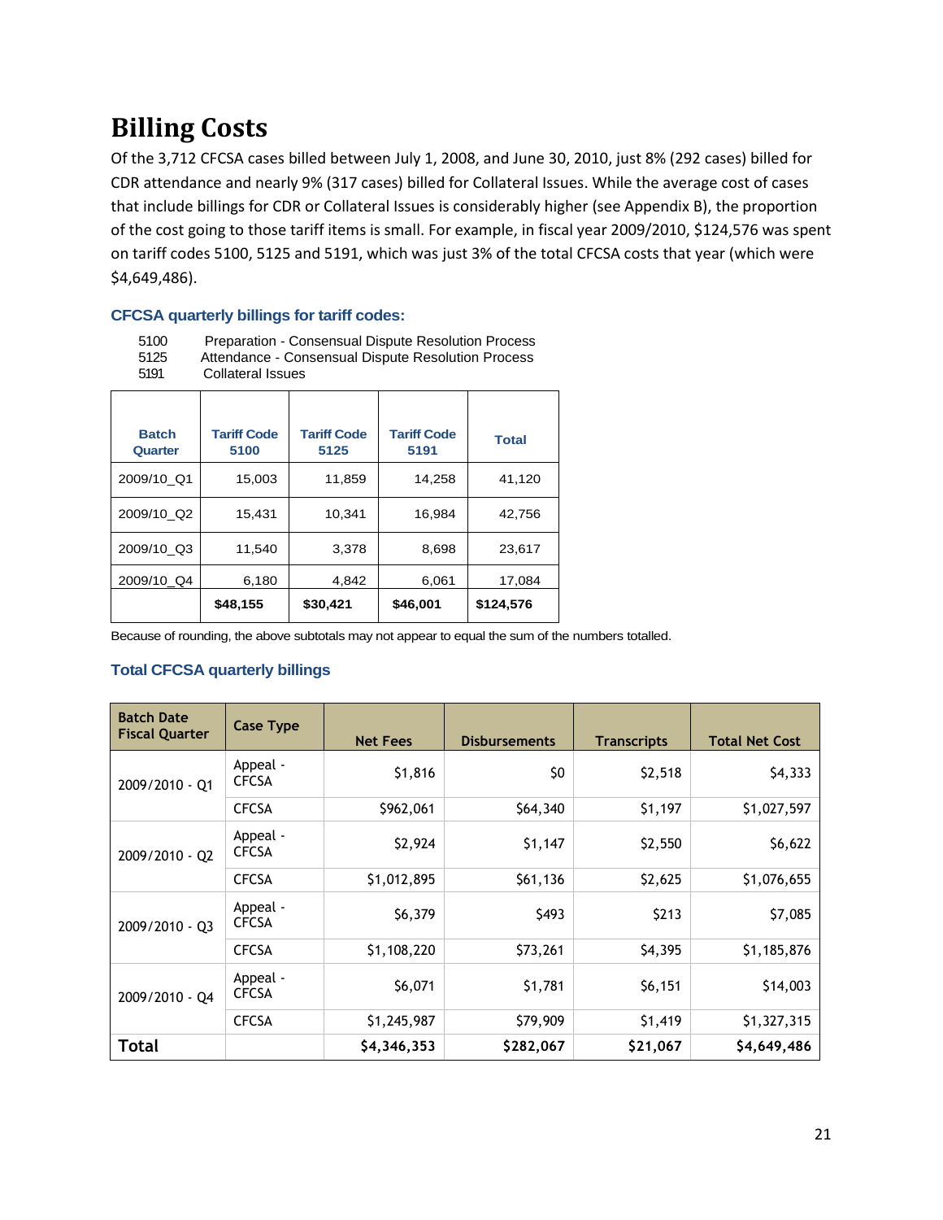# Billing Costs

Of the 3,712 CFCSA cases billed between July 1, 2008, and June 30, 2010, just 8% (292 cases) billed for CDR attendance and nearly 9% (317 cases) billed for Collateral Issues. While the average cost of cases that include billings for CDR or Collateral Issues is considerably higher (see Appendix B), the proportion of the cost going to those tariff items is small. For example, in fiscal year 2009/2010, $124,576 was spent on tariff codes 5100, 5125 and 5191, which was just 3% of the total CFCSA costs that year (which were $4,649,486).

### CFCSA quarterly billings for tariff codes:

5100 Preparation - Consensual Dispute Resolution Process
5125 Attendance - Consensual Dispute Resolution Process
5191 Collateral Issues

| Batch Quarter | Tariff Code 5100 | Tariff Code 5125 | Tariff Code 5191 | Total |
|---|---|---|---|---|
| 2009/10_Q1 | 15,003 | 11,859 | 14,258 | 41,120 |
| 2009/10_Q2 | 15,431 | 10,341 | 16,984 | 42,756 |
| 2009/10_Q3 | 11,540 | 3,378 | 8,698 | 23,617 |
| 2009/10_Q4 | 6,180 | 4,842 | 6,061 | 17,084 |
| | **$48,155** | **$30,421** | **$46,001** | **$124,576** |

Because of rounding, the above subtotals may not appear to equal the sum of the numbers totalled.

### Total CFCSA quarterly billings

| Batch Date Fiscal Quarter | Case Type | Net Fees | Disbursements | Transcripts | Total Net Cost |
|---|---|---|---|---|---|
| 2009/2010 - Q1 | Appeal - CFCSA | $1,816 | $0 | $2,518 | $4,333 |
| | CFCSA | $962,061 | $64,340 | $1,197 | $1,027,597 |
| 2009/2010 - Q2 | Appeal - CFCSA | $2,924 | $1,147 | $2,550 | $6,622 |
| | CFCSA | $1,012,895 | $61,136 | $2,625 | $1,076,655 |
| 2009/2010 - Q3 | Appeal - CFCSA | $6,379 | $493 | $213 | $7,085 |
| | CFCSA | $1,108,220 | $73,261 | $4,395 | $1,185,876 |
| 2009/2010 - Q4 | Appeal - CFCSA | $6,071 | $1,781 | $6,151 | $14,003 |
| | CFCSA | $1,245,987 | $79,909 | $1,419 | $1,327,315 |
| **Total** | | **$4,346,353** | **$282,067** | **$21,067** | **$4,649,486** |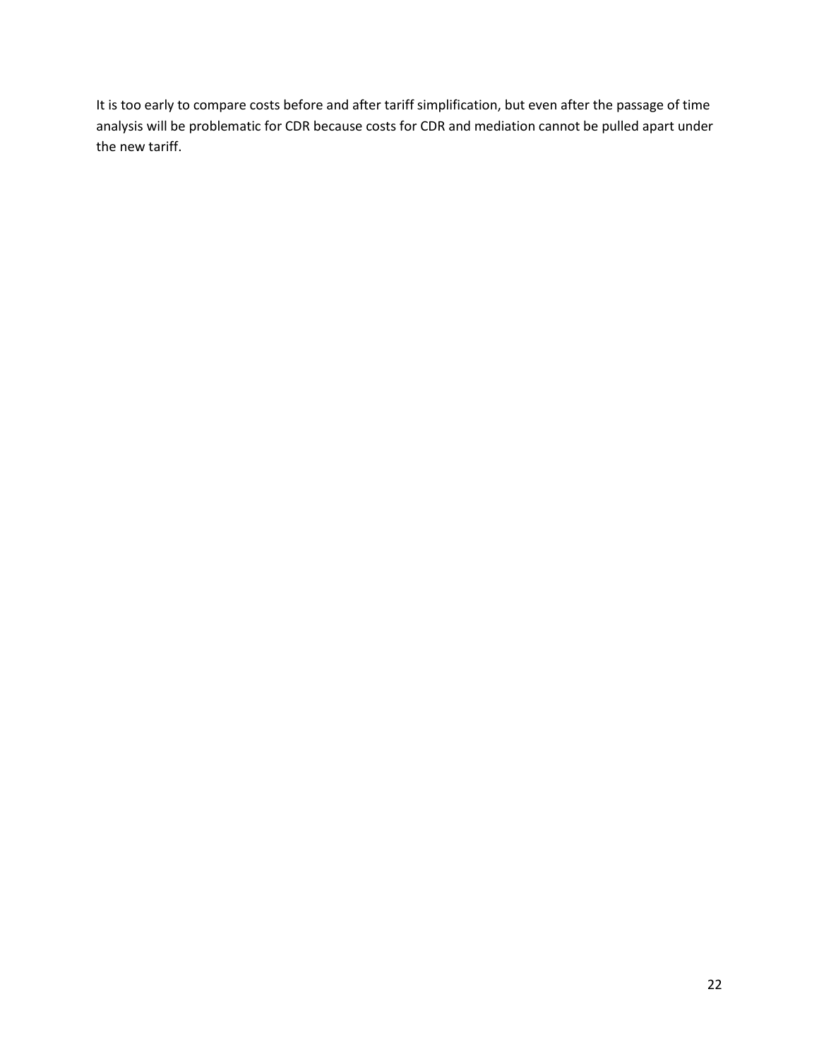It is too early to compare costs before and after tariff simplification, but even after the passage of time analysis will be problematic for CDR because costs for CDR and mediation cannot be pulled apart under the new tariff.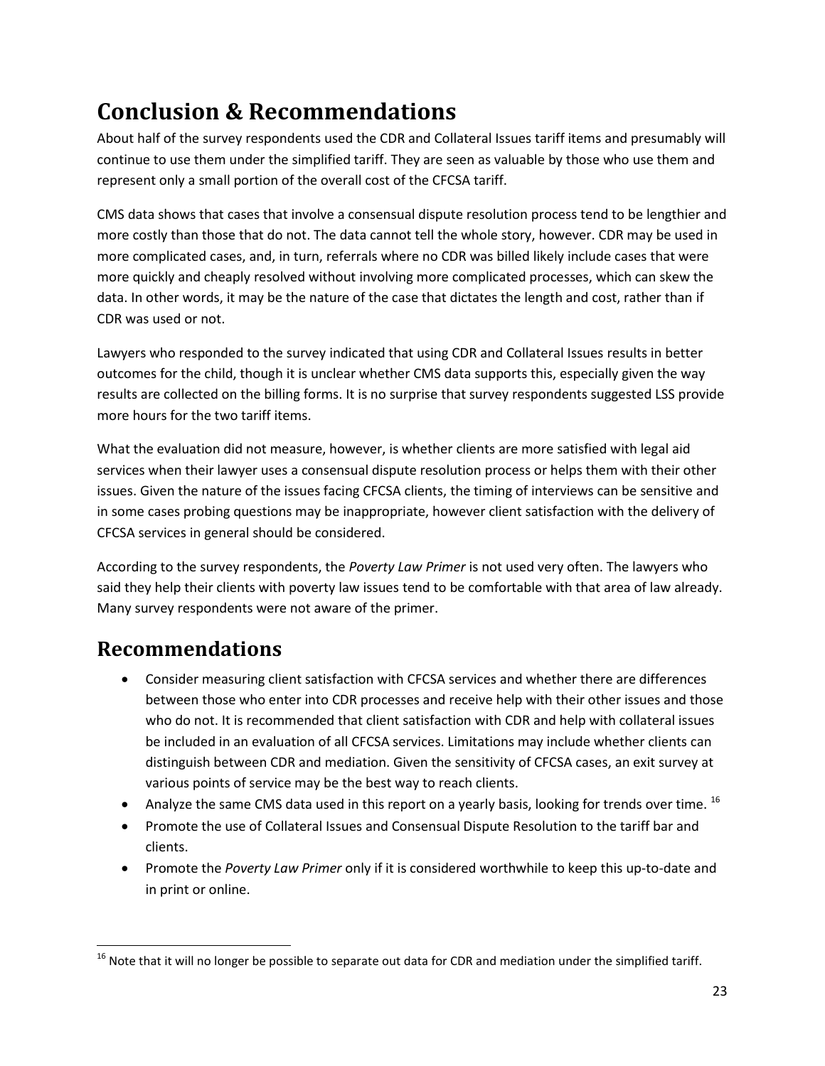# Conclusion & Recommendations

About half of the survey respondents used the CDR and Collateral Issues tariff items and presumably will continue to use them under the simplified tariff. They are seen as valuable by those who use them and represent only a small portion of the overall cost of the CFCSA tariff.

CMS data shows that cases that involve a consensual dispute resolution process tend to be lengthier and more costly than those that do not. The data cannot tell the whole story, however. CDR may be used in more complicated cases, and, in turn, referrals where no CDR was billed likely include cases that were more quickly and cheaply resolved without involving more complicated processes, which can skew the data. In other words, it may be the nature of the case that dictates the length and cost, rather than if CDR was used or not.

Lawyers who responded to the survey indicated that using CDR and Collateral Issues results in better outcomes for the child, though it is unclear whether CMS data supports this, especially given the way results are collected on the billing forms. It is no surprise that survey respondents suggested LSS provide more hours for the two tariff items.

What the evaluation did not measure, however, is whether clients are more satisfied with legal aid services when their lawyer uses a consensual dispute resolution process or helps them with their other issues. Given the nature of the issues facing CFCSA clients, the timing of interviews can be sensitive and in some cases probing questions may be inappropriate, however client satisfaction with the delivery of CFCSA services in general should be considered.

According to the survey respondents, the *Poverty Law Primer* is not used very often. The lawyers who said they help their clients with poverty law issues tend to be comfortable with that area of law already. Many survey respondents were not aware of the primer.

## Recommendations

- Consider measuring client satisfaction with CFCSA services and whether there are differences between those who enter into CDR processes and receive help with their other issues and those who do not. It is recommended that client satisfaction with CDR and help with collateral issues be included in an evaluation of all CFCSA services. Limitations may include whether clients can distinguish between CDR and mediation. Given the sensitivity of CFCSA cases, an exit survey at various points of service may be the best way to reach clients.
- Analyze the same CMS data used in this report on a yearly basis, looking for trends over time. [16]
- Promote the use of Collateral Issues and Consensual Dispute Resolution to the tariff bar and clients.
- Promote the *Poverty Law Primer* only if it is considered worthwhile to keep this up-to-date and in print or online.

[16] Note that it will no longer be possible to separate out data for CDR and mediation under the simplified tariff.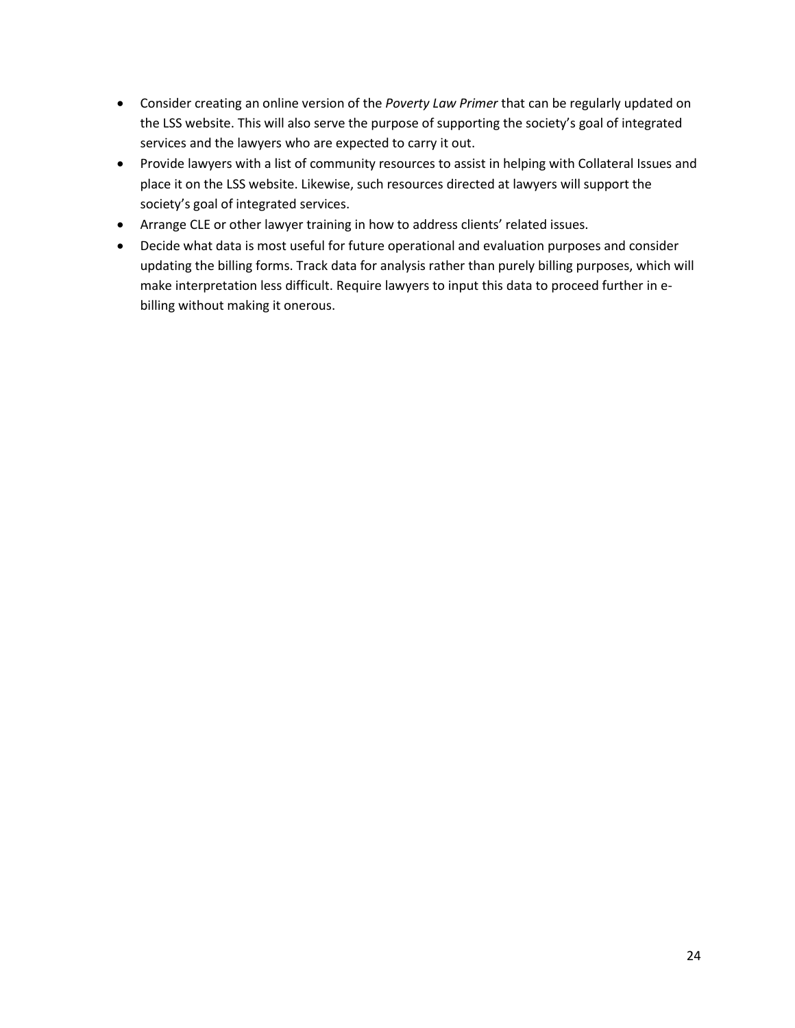- Consider creating an online version of the *Poverty Law Primer* that can be regularly updated on the LSS website. This will also serve the purpose of supporting the society's goal of integrated services and the lawyers who are expected to carry it out.
- Provide lawyers with a list of community resources to assist in helping with Collateral Issues and place it on the LSS website. Likewise, such resources directed at lawyers will support the society's goal of integrated services.
- Arrange CLE or other lawyer training in how to address clients' related issues.
- Decide what data is most useful for future operational and evaluation purposes and consider updating the billing forms. Track data for analysis rather than purely billing purposes, which will make interpretation less difficult. Require lawyers to input this data to proceed further in e-billing without making it onerous.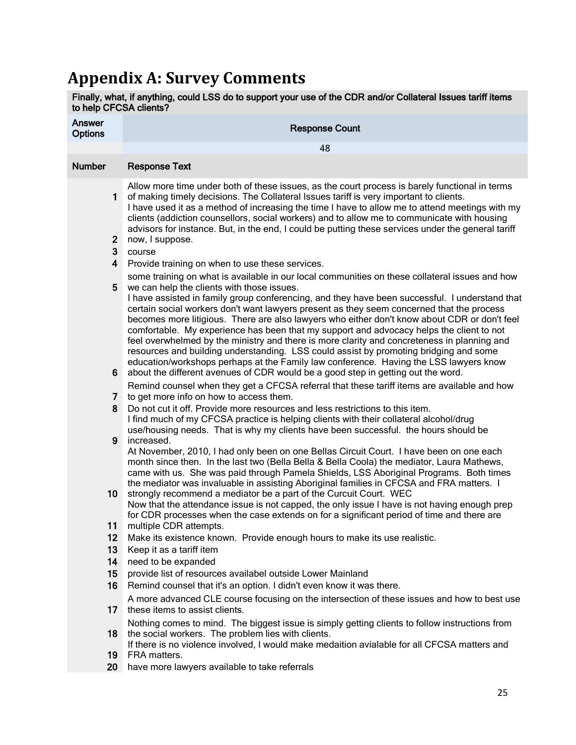# Appendix A: Survey Comments

| Finally, what, if anything, could LSS do to support your use of the CDR and/or Collateral Issues tariff items to help CFCSA clients? | |
|---|---|
| Answer Options | Response Count |
| | 48 |
| **Number** | **Response Text** |
| 1 | Allow more time under both of these issues, as the court process is barely functional in terms of making timely decisions. The Collateral Issues tariff is very important to clients. |
| 2 | I have used it as a method of increasing the time I have to allow me to attend meetings with my clients (addiction counsellors, social workers) and to allow me to communicate with housing advisors for instance. But, in the end, I could be putting these services under the general tariff now, I suppose. |
| 3 | course |
| 4 | Provide training on when to use these services. |
| 5 | some training on what is available in our local communities on these collateral issues and how we can help the clients with those issues. |
| 6 | I have assisted in family group conferencing, and they have been successful. I understand that certain social workers don't want lawyers present as they seem concerned that the process becomes more litigious. There are also lawyers who either don't know about CDR or don't feel comfortable. My experience has been that my support and advocacy helps the client to not feel overwhelmed by the ministry and there is more clarity and concreteness in planning and resources and building understanding. LSS could assist by promoting bridging and some education/workshops perhaps at the Family law conference. Having the LSS lawyers know about the different avenues of CDR would be a good step in getting out the word. |
| 7 | Remind counsel when they get a CFCSA referral that these tariff items are available and how to get more info on how to access them. |
| 8 | Do not cut it off. Provide more resources and less restrictions to this item. |
| 9 | I find much of my CFCSA practice is helping clients with their collateral alcohol/drug use/housing needs. That is why my clients have been successful. the hours should be increased. |
| 10 | At November, 2010, I had only been on one Bellas Circuit Court. I have been on one each month since then. In the last two (Bella Bella & Bella Coola) the mediator, Laura Mathews, came with us. She was paid through Pamela Shields, LSS Aboriginal Programs. Both times the mediator was invaluable in assisting Aboriginal families in CFCSA and FRA matters. I strongly recommend a mediator be a part of the Curcuit Court. WEC |
| 11 | Now that the attendance issue is not capped, the only issue I have is not having enough prep for CDR processes when the case extends on for a significant period of time and there are multiple CDR attempts. |
| 12 | Make its existence known. Provide enough hours to make its use realistic. |
| 13 | Keep it as a tariff item |
| 14 | need to be expanded |
| 15 | provide list of resources availabel outside Lower Mainland |
| 16 | Remind counsel that it's an option. I didn't even know it was there. |
| 17 | A more advanced CLE course focusing on the intersection of these issues and how to best use these items to assist clients. |
| 18 | Nothing comes to mind. The biggest issue is simply getting clients to follow instructions from the social workers. The problem lies with clients. |
| 19 | If there is no violence involved, I would make medaition avialable for all CFCSA matters and FRA matters. |
| 20 | have more lawyers available to take referrals |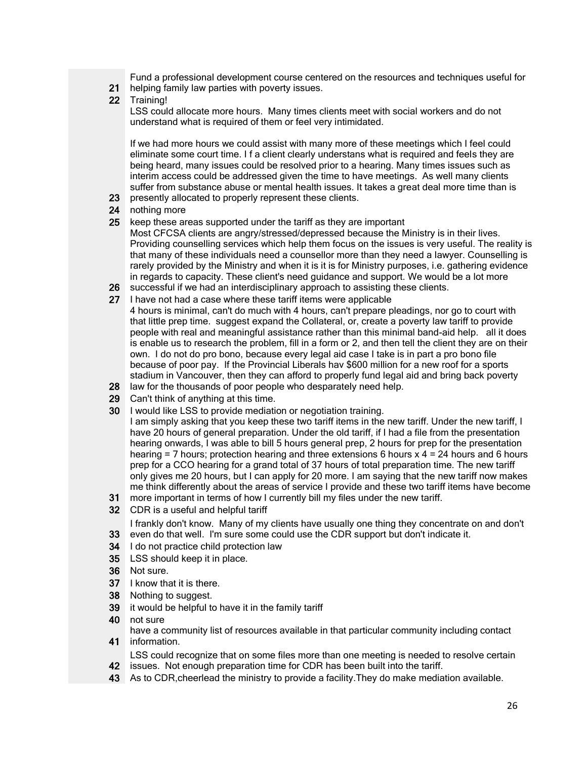21 Fund a professional development course centered on the resources and techniques useful for helping family law parties with poverty issues.

22 Training!

23 LSS could allocate more hours. Many times clients meet with social workers and do not understand what is required of them or feel very intimidated.

If we had more hours we could assist with many more of these meetings which I feel could eliminate some court time. I f a client clearly understans what is required and feels they are being heard, many issues could be resolved prior to a hearing. Many times issues such as interim access could be addressed given the time to have meetings. As well many clients suffer from substance abuse or mental health issues. It takes a great deal more time than is presently allocated to properly represent these clients.

24 nothing more

25 keep these areas supported under the tariff as they are important

26 Most CFCSA clients are angry/stressed/depressed because the Ministry is in their lives. Providing counselling services which help them focus on the issues is very useful. The reality is that many of these individuals need a counsellor more than they need a lawyer. Counselling is rarely provided by the Ministry and when it is it is for Ministry purposes, i.e. gathering evidence in regards to capacity. These client's need guidance and support. We would be a lot more successful if we had an interdisciplinary approach to assisting these clients.

27 I have not had a case where these tariff items were applicable

28 4 hours is minimal, can't do much with 4 hours, can't prepare pleadings, nor go to court with that little prep time. suggest expand the Collateral, or, create a poverty law tariff to provide people with real and meaningful assistance rather than this minimal band-aid help. all it does is enable us to research the problem, fill in a form or 2, and then tell the client they are on their own. I do not do pro bono, because every legal aid case I take is in part a pro bono file because of poor pay. If the Provincial Liberals hav $600 million for a new roof for a sports stadium in Vancouver, then they can afford to properly fund legal aid and bring back poverty law for the thousands of poor people who desparately need help.

29 Can't think of anything at this time.

30 I would like LSS to provide mediation or negotiation training.

31 I am simply asking that you keep these two tariff items in the new tariff. Under the new tariff, I have 20 hours of general preparation. Under the old tariff, if I had a file from the presentation hearing onwards, I was able to bill 5 hours general prep, 2 hours for prep for the presentation hearing = 7 hours; protection hearing and three extensions 6 hours x 4 = 24 hours and 6 hours prep for a CCO hearing for a grand total of 37 hours of total preparation time. The new tariff only gives me 20 hours, but I can apply for 20 more. I am saying that the new tariff now makes me think differently about the areas of service I provide and these two tariff items have become more important in terms of how I currently bill my files under the new tariff.

32 CDR is a useful and helpful tariff

33 I frankly don't know. Many of my clients have usually one thing they concentrate on and don't even do that well. I'm sure some could use the CDR support but don't indicate it.

34 I do not practice child protection law

35 LSS should keep it in place.

36 Not sure.

37 I know that it is there.

38 Nothing to suggest.

39 it would be helpful to have it in the family tariff

40 not sure

41 have a community list of resources available in that particular community including contact information.

42 LSS could recognize that on some files more than one meeting is needed to resolve certain issues. Not enough preparation time for CDR has been built into the tariff.

43 As to CDR,cheerlead the ministry to provide a facility.They do make mediation available.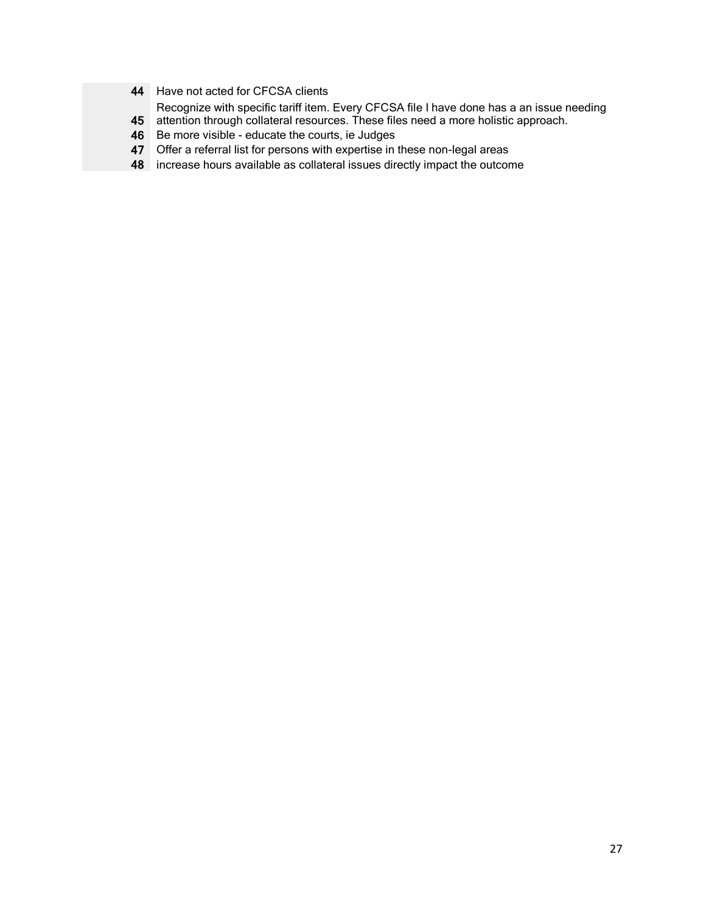| | |
|---|---|
| 44 | Have not acted for CFCSA clients |
| 45 | Recognize with specific tariff item. Every CFCSA file I have done has a an issue needing attention through collateral resources. These files need a more holistic approach. |
| 46 | Be more visible - educate the courts, ie Judges |
| 47 | Offer a referral list for persons with expertise in these non-legal areas |
| 48 | increase hours available as collateral issues directly impact the outcome |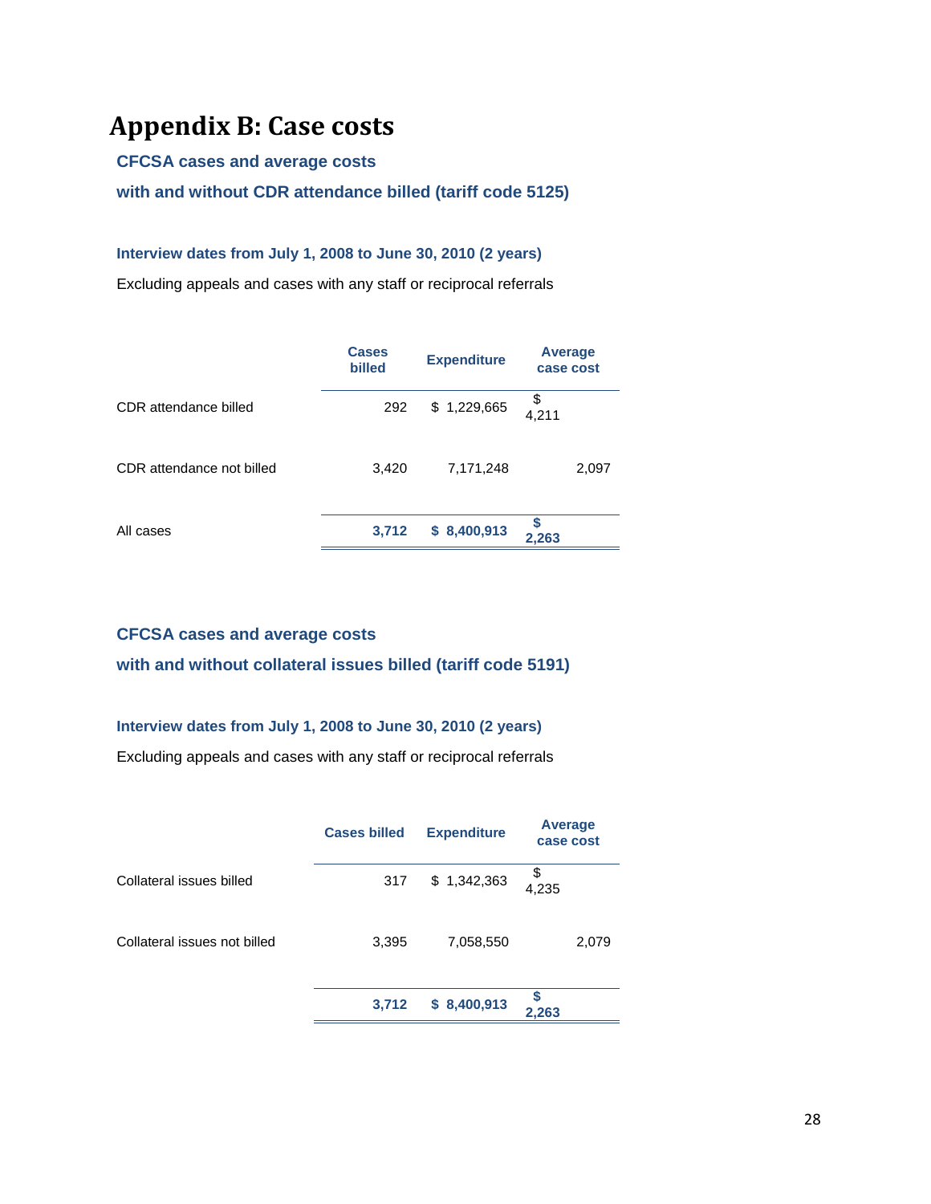# Appendix B: Case costs

### CFCSA cases and average costs

### with and without CDR attendance billed (tariff code 5125)

#### Interview dates from July 1, 2008 to June 30, 2010 (2 years)

Excluding appeals and cases with any staff or reciprocal referrals

| | Cases billed | Expenditure | Average case cost |
|---|---|---|---|
| CDR attendance billed | 292 | $ 1,229,665 | $ 4,211 |
| CDR attendance not billed | 3,420 | 7,171,248 | 2,097 |
| All cases | **3,712** | **$ 8,400,913** | **$ 2,263** |

### CFCSA cases and average costs

### with and without collateral issues billed (tariff code 5191)

#### Interview dates from July 1, 2008 to June 30, 2010 (2 years)

Excluding appeals and cases with any staff or reciprocal referrals

| | Cases billed | Expenditure | Average case cost |
|---|---|---|---|
| Collateral issues billed | 317 | $ 1,342,363 | $ 4,235 |
| Collateral issues not billed | 3,395 | 7,058,550 | 2,079 |
| | **3,712** | **$ 8,400,913** | **$ 2,263** |